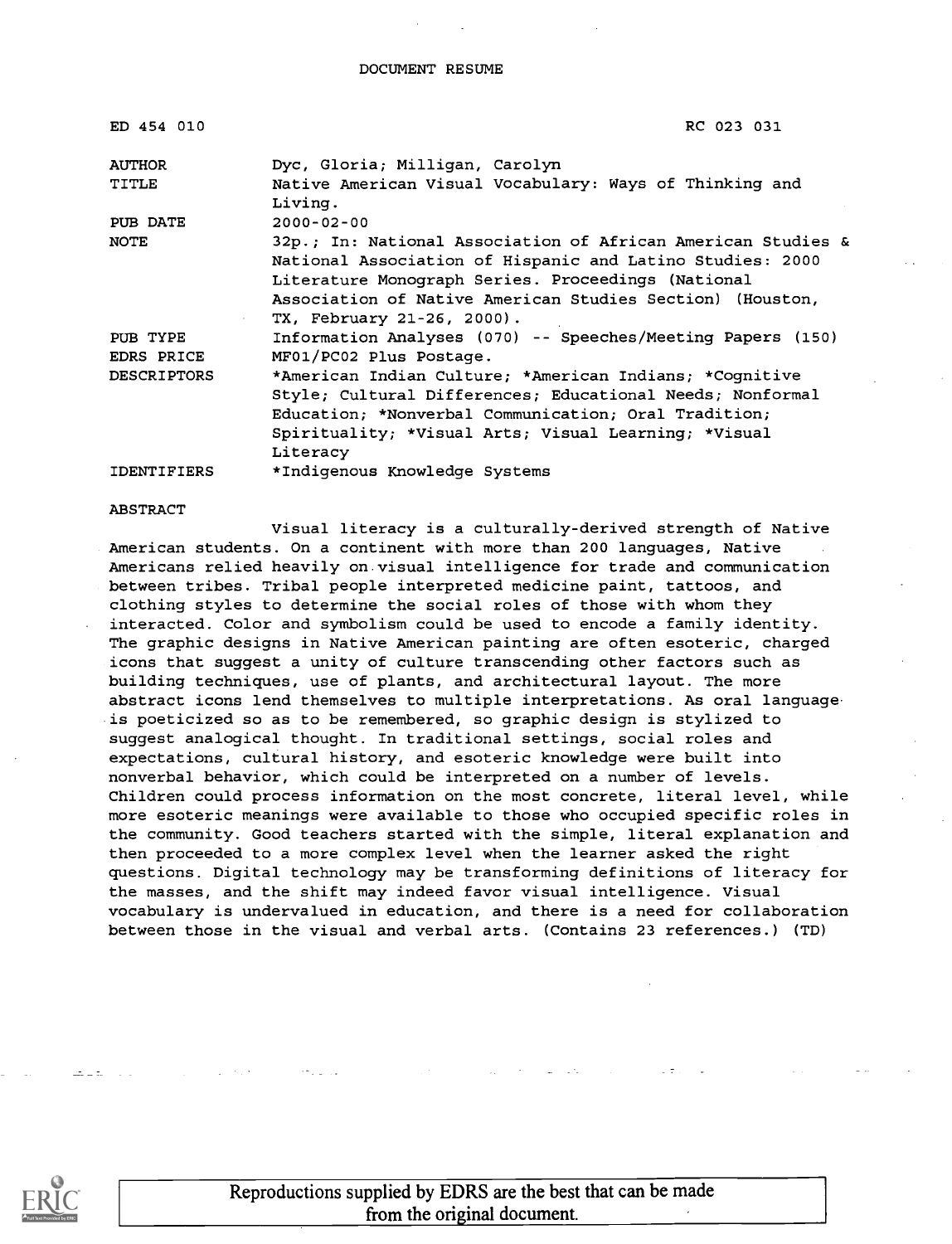DOCUMENT RESUME

| | |
|---|---|
| ED 454 010 | RC 023 031 |
| AUTHOR | Dyc, Gloria; Milligan, Carolyn |
| TITLE | Native American Visual Vocabulary: Ways of Thinking and Living. |
| PUB DATE | 2000-02-00 |
| NOTE | 32p.; In: National Association of African American Studies & National Association of Hispanic and Latino Studies: 2000 Literature Monograph Series. Proceedings (National Association of Native American Studies Section) (Houston, TX, February 21-26, 2000). |
| PUB TYPE | Information Analyses (070) -- Speeches/Meeting Papers (150) |
| EDRS PRICE | MF01/PC02 Plus Postage. |
| DESCRIPTORS | *American Indian Culture; *American Indians; *Cognitive Style; Cultural Differences; Educational Needs; Nonformal Education; *Nonverbal Communication; Oral Tradition; Spirituality; *Visual Arts; Visual Learning; *Visual Literacy |
| IDENTIFIERS | *Indigenous Knowledge Systems |

ABSTRACT

Visual literacy is a culturally-derived strength of Native American students. On a continent with more than 200 languages, Native Americans relied heavily on visual intelligence for trade and communication between tribes. Tribal people interpreted medicine paint, tattoos, and clothing styles to determine the social roles of those with whom they interacted. Color and symbolism could be used to encode a family identity. The graphic designs in Native American painting are often esoteric, charged icons that suggest a unity of culture transcending other factors such as building techniques, use of plants, and architectural layout. The more abstract icons lend themselves to multiple interpretations. As oral language is poeticized so as to be remembered, so graphic design is stylized to suggest analogical thought. In traditional settings, social roles and expectations, cultural history, and esoteric knowledge were built into nonverbal behavior, which could be interpreted on a number of levels. Children could process information on the most concrete, literal level, while more esoteric meanings were available to those who occupied specific roles in the community. Good teachers started with the simple, literal explanation and then proceeded to a more complex level when the learner asked the right questions. Digital technology may be transforming definitions of literacy for the masses, and the shift may indeed favor visual intelligence. Visual vocabulary is undervalued in education, and there is a need for collaboration between those in the visual and verbal arts. (Contains 23 references.) (TD)

Reproductions supplied by EDRS are the best that can be made from the original document.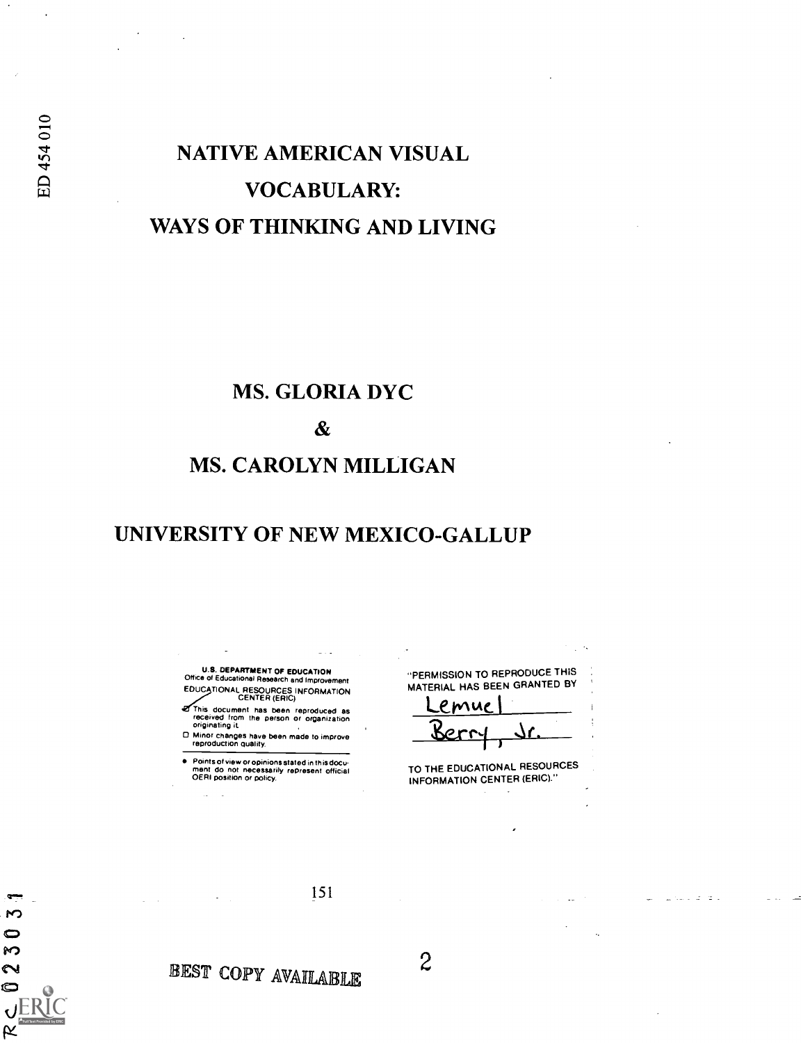# NATIVE AMERICAN VISUAL VOCABULARY: WAYS OF THINKING AND LIVING

## MS. GLORIA DYC

## &

## MS. CAROLYN MILLIGAN

## UNIVERSITY OF NEW MEXICO-GALLUP

U.S. DEPARTMENT OF EDUCATION
Office of Educational Research and Improvement
EDUCATIONAL RESOURCES INFORMATION CENTER (ERIC)

- This document has been reproduced as received from the person or organization originating it.
- Minor changes have been made to improve reproduction quality.
- Points of view or opinions stated in this document do not necessarily represent official OERI position or policy.

"PERMISSION TO REPRODUCE THIS MATERIAL HAS BEEN GRANTED BY

Lemuel Berry, Jr.

TO THE EDUCATIONAL RESOURCES INFORMATION CENTER (ERIC)."

BEST COPY AVAILABLE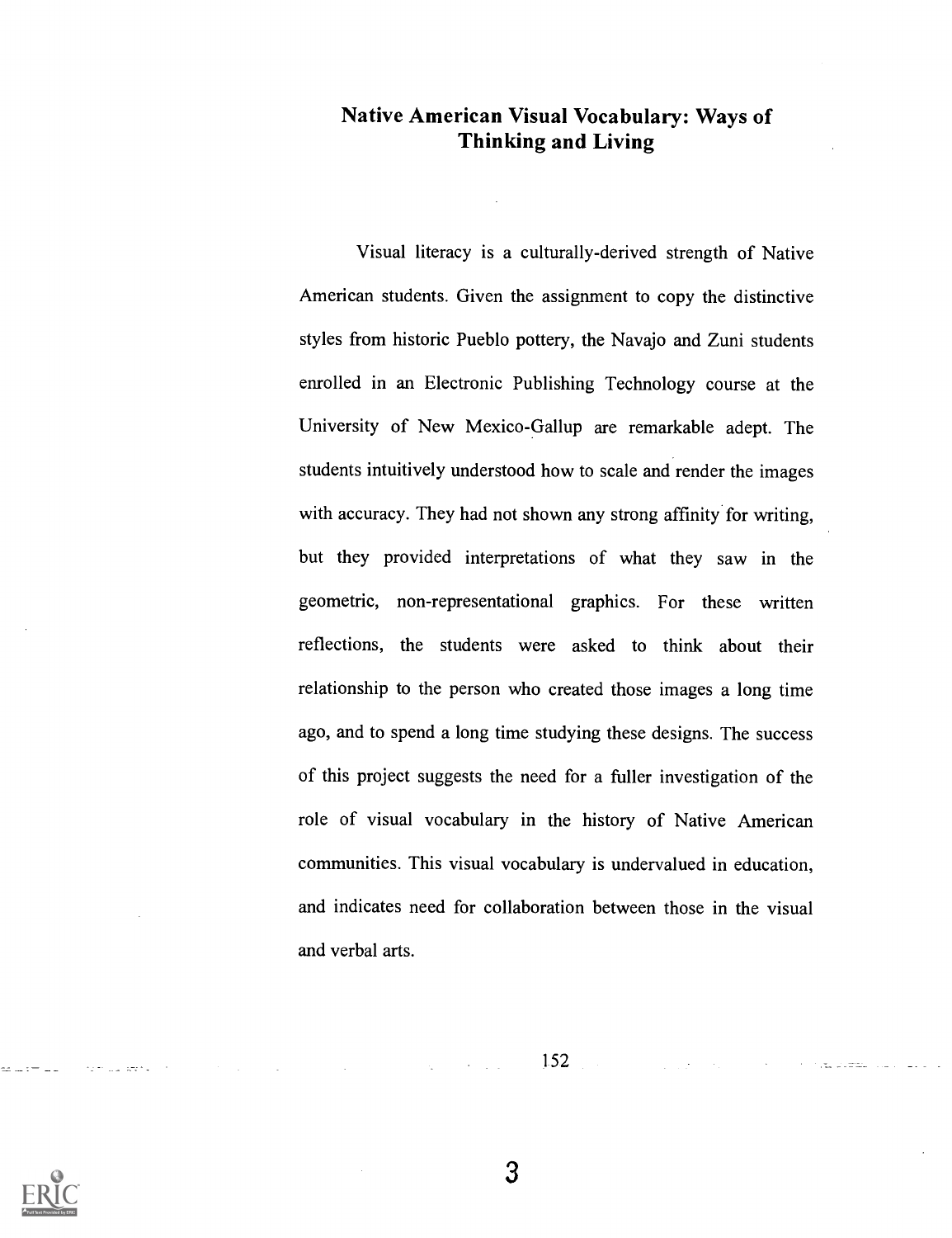# Native American Visual Vocabulary: Ways of Thinking and Living

Visual literacy is a culturally-derived strength of Native American students. Given the assignment to copy the distinctive styles from historic Pueblo pottery, the Navajo and Zuni students enrolled in an Electronic Publishing Technology course at the University of New Mexico-Gallup are remarkable adept. The students intuitively understood how to scale and render the images with accuracy. They had not shown any strong affinity for writing, but they provided interpretations of what they saw in the geometric, non-representational graphics. For these written reflections, the students were asked to think about their relationship to the person who created those images a long time ago, and to spend a long time studying these designs. The success of this project suggests the need for a fuller investigation of the role of visual vocabulary in the history of Native American communities. This visual vocabulary is undervalued in education, and indicates need for collaboration between those in the visual and verbal arts.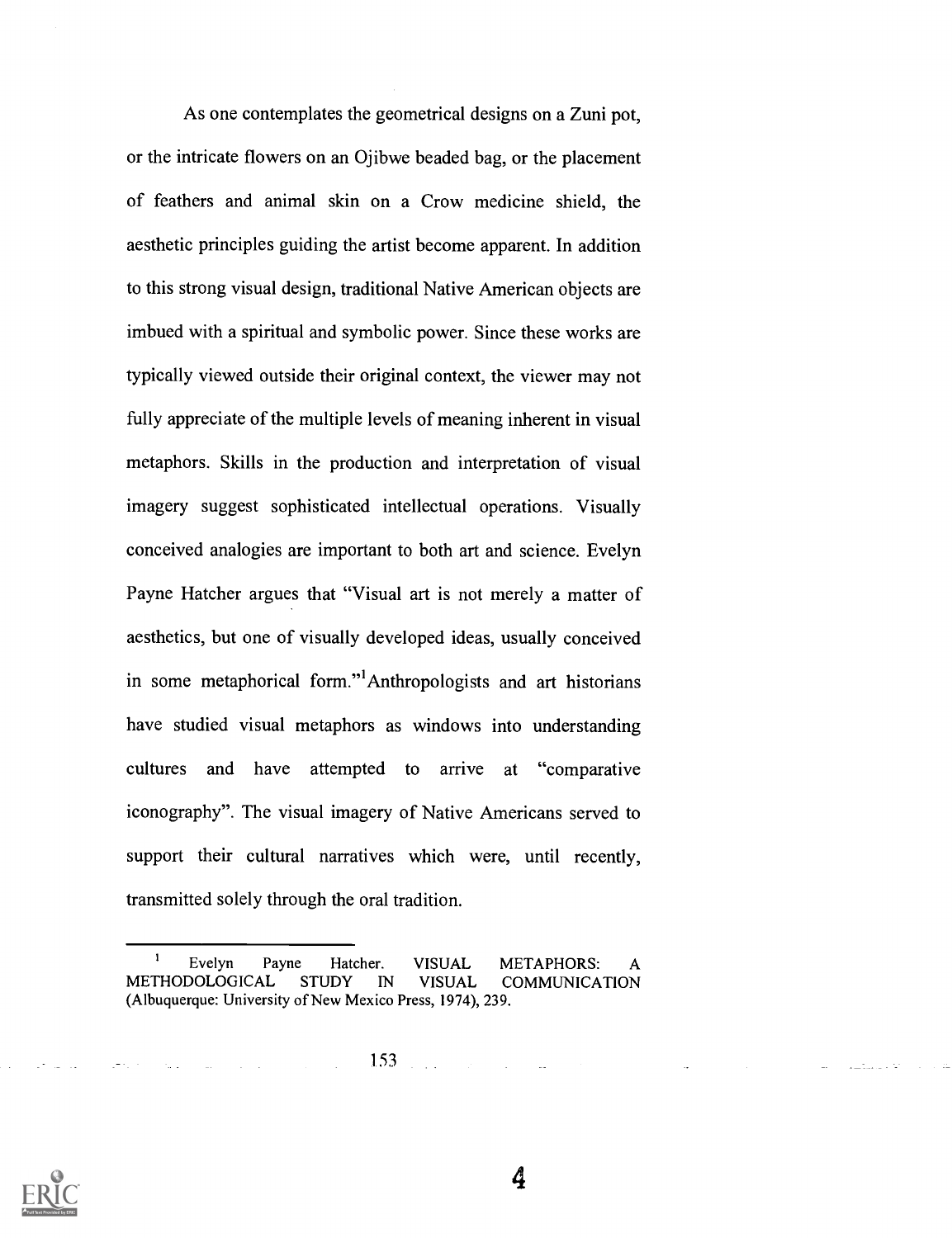As one contemplates the geometrical designs on a Zuni pot, or the intricate flowers on an Ojibwe beaded bag, or the placement of feathers and animal skin on a Crow medicine shield, the aesthetic principles guiding the artist become apparent. In addition to this strong visual design, traditional Native American objects are imbued with a spiritual and symbolic power. Since these works are typically viewed outside their original context, the viewer may not fully appreciate of the multiple levels of meaning inherent in visual metaphors. Skills in the production and interpretation of visual imagery suggest sophisticated intellectual operations. Visually conceived analogies are important to both art and science. Evelyn Payne Hatcher argues that "Visual art is not merely a matter of aesthetics, but one of visually developed ideas, usually conceived in some metaphorical form."[1] Anthropologists and art historians have studied visual metaphors as windows into understanding cultures and have attempted to arrive at "comparative iconography". The visual imagery of Native Americans served to support their cultural narratives which were, until recently, transmitted solely through the oral tradition.

---

[1] Evelyn Payne Hatcher. VISUAL METAPHORS: A METHODOLOGICAL STUDY IN VISUAL COMMUNICATION (Albuquerque: University of New Mexico Press, 1974), 239.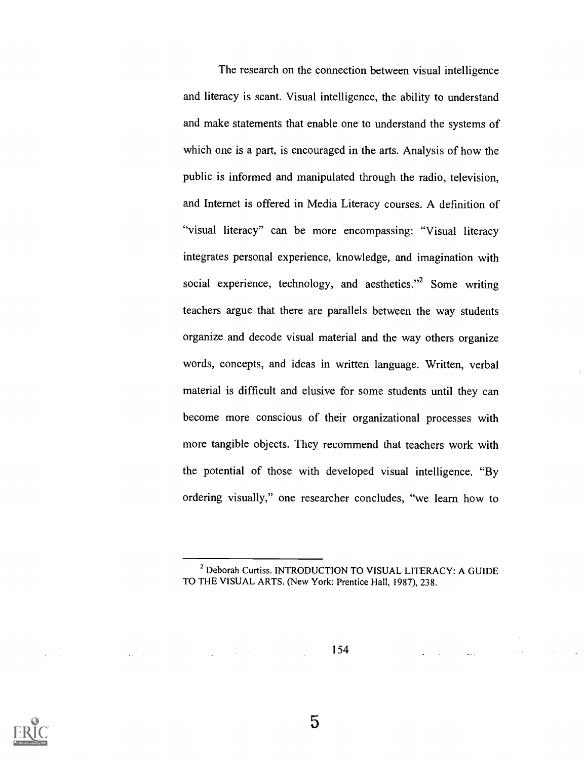The research on the connection between visual intelligence and literacy is scant. Visual intelligence, the ability to understand and make statements that enable one to understand the systems of which one is a part, is encouraged in the arts. Analysis of how the public is informed and manipulated through the radio, television, and Internet is offered in Media Literacy courses. A definition of "visual literacy" can be more encompassing: "Visual literacy integrates personal experience, knowledge, and imagination with social experience, technology, and aesthetics."[2] Some writing teachers argue that there are parallels between the way students organize and decode visual material and the way others organize words, concepts, and ideas in written language. Written, verbal material is difficult and elusive for some students until they can become more conscious of their organizational processes with more tangible objects. They recommend that teachers work with the potential of those with developed visual intelligence. "By ordering visually," one researcher concludes, "we learn how to

---

[2] Deborah Curtiss. INTRODUCTION TO VISUAL LITERACY: A GUIDE TO THE VISUAL ARTS. (New York: Prentice Hall, 1987), 238.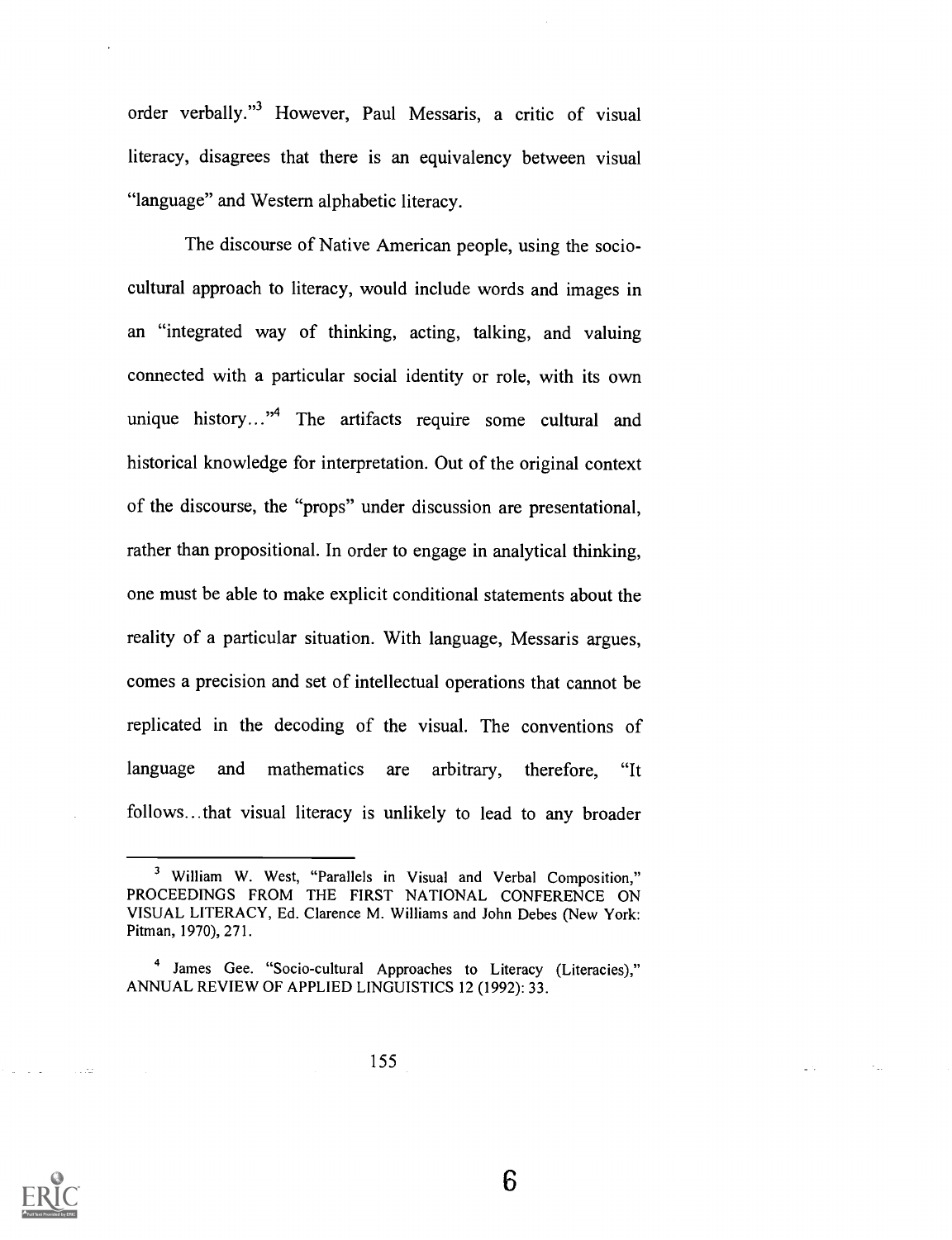order verbally."[3] However, Paul Messaris, a critic of visual literacy, disagrees that there is an equivalency between visual "language" and Western alphabetic literacy.

The discourse of Native American people, using the socio-cultural approach to literacy, would include words and images in an "integrated way of thinking, acting, talking, and valuing connected with a particular social identity or role, with its own unique history..."[4] The artifacts require some cultural and historical knowledge for interpretation. Out of the original context of the discourse, the "props" under discussion are presentational, rather than propositional. In order to engage in analytical thinking, one must be able to make explicit conditional statements about the reality of a particular situation. With language, Messaris argues, comes a precision and set of intellectual operations that cannot be replicated in the decoding of the visual. The conventions of language and mathematics are arbitrary, therefore, "It follows...that visual literacy is unlikely to lead to any broader

---

[3] William W. West, "Parallels in Visual and Verbal Composition," PROCEEDINGS FROM THE FIRST NATIONAL CONFERENCE ON VISUAL LITERACY, Ed. Clarence M. Williams and John Debes (New York: Pitman, 1970), 271.

[4] James Gee. "Socio-cultural Approaches to Literacy (Literacies)," ANNUAL REVIEW OF APPLIED LINGUISTICS 12 (1992): 33.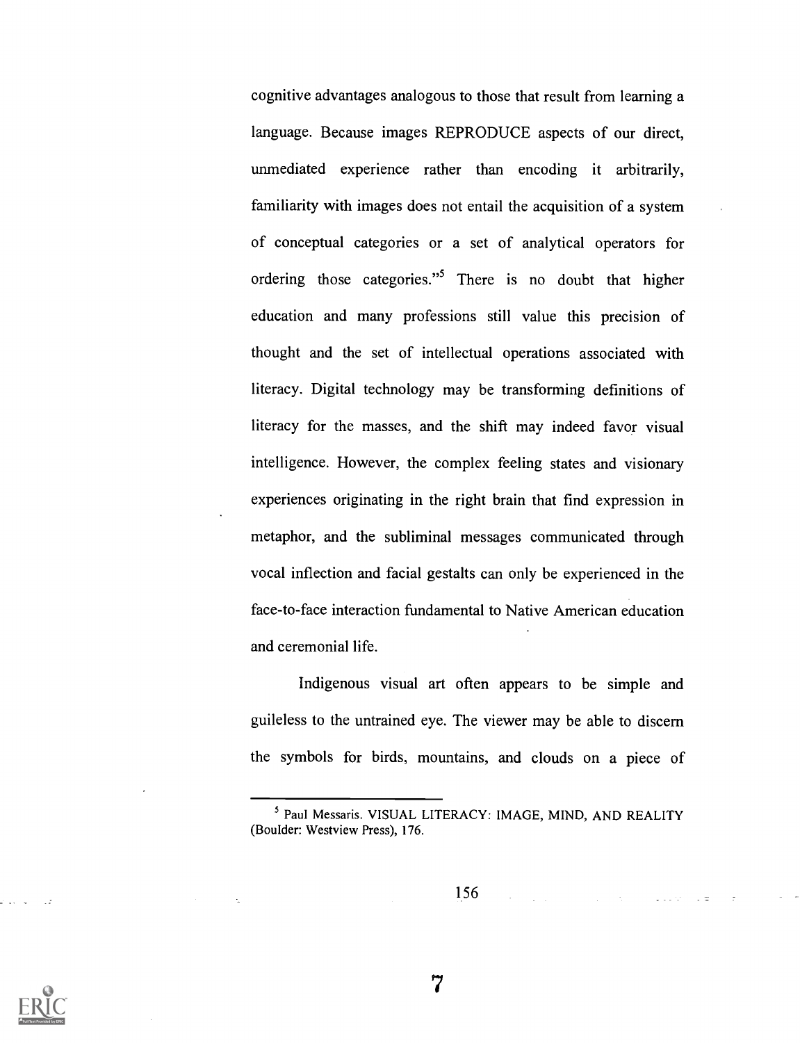cognitive advantages analogous to those that result from learning a language. Because images REPRODUCE aspects of our direct, unmediated experience rather than encoding it arbitrarily, familiarity with images does not entail the acquisition of a system of conceptual categories or a set of analytical operators for ordering those categories."[5] There is no doubt that higher education and many professions still value this precision of thought and the set of intellectual operations associated with literacy. Digital technology may be transforming definitions of literacy for the masses, and the shift may indeed favor visual intelligence. However, the complex feeling states and visionary experiences originating in the right brain that find expression in metaphor, and the subliminal messages communicated through vocal inflection and facial gestalts can only be experienced in the face-to-face interaction fundamental to Native American education and ceremonial life.

Indigenous visual art often appears to be simple and guileless to the untrained eye. The viewer may be able to discern the symbols for birds, mountains, and clouds on a piece of

---

[5] Paul Messaris. VISUAL LITERACY: IMAGE, MIND, AND REALITY (Boulder: Westview Press), 176.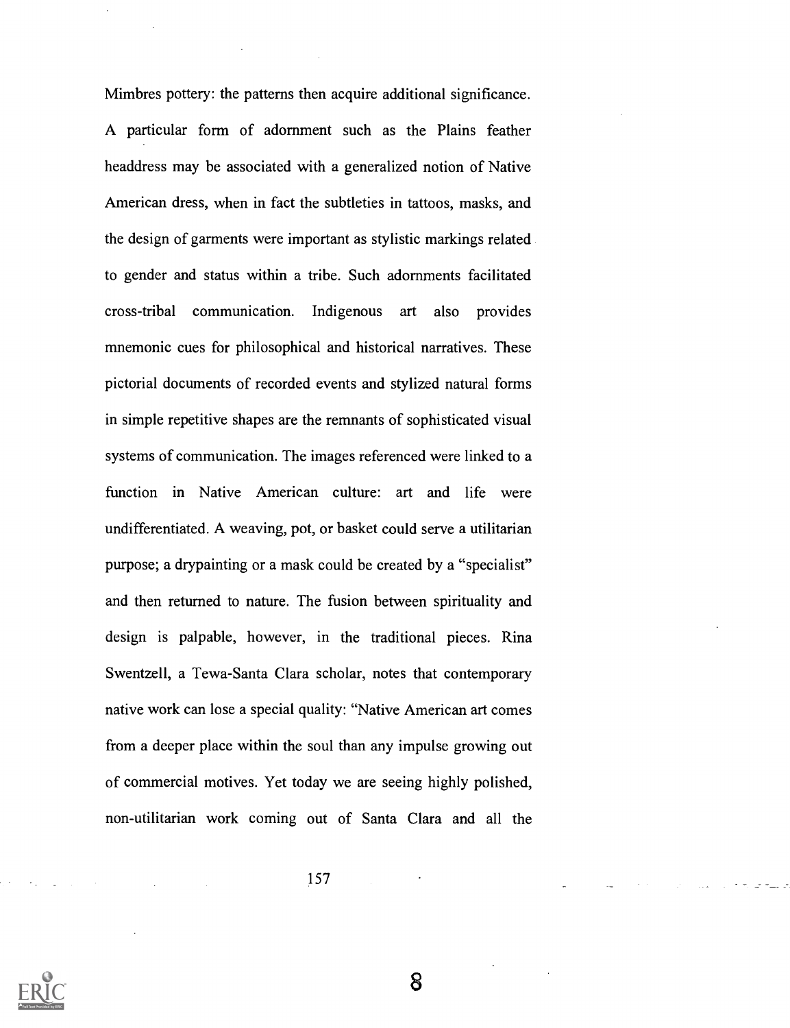Mimbres pottery: the patterns then acquire additional significance. A particular form of adornment such as the Plains feather headdress may be associated with a generalized notion of Native American dress, when in fact the subtleties in tattoos, masks, and the design of garments were important as stylistic markings related to gender and status within a tribe. Such adornments facilitated cross-tribal communication. Indigenous art also provides mnemonic cues for philosophical and historical narratives. These pictorial documents of recorded events and stylized natural forms in simple repetitive shapes are the remnants of sophisticated visual systems of communication. The images referenced were linked to a function in Native American culture: art and life were undifferentiated. A weaving, pot, or basket could serve a utilitarian purpose; a drypainting or a mask could be created by a "specialist" and then returned to nature. The fusion between spirituality and design is palpable, however, in the traditional pieces. Rina Swentzell, a Tewa-Santa Clara scholar, notes that contemporary native work can lose a special quality: "Native American art comes from a deeper place within the soul than any impulse growing out of commercial motives. Yet today we are seeing highly polished, non-utilitarian work coming out of Santa Clara and all the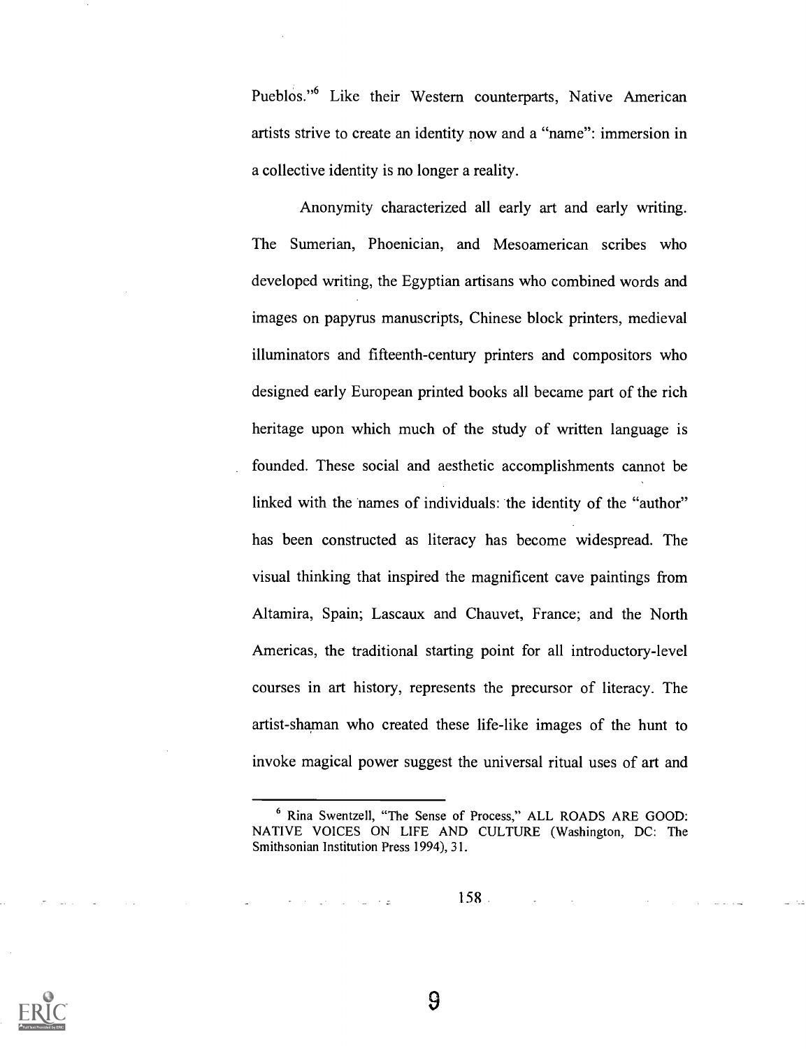Pueblos."[6] Like their Western counterparts, Native American artists strive to create an identity now and a "name": immersion in a collective identity is no longer a reality.

Anonymity characterized all early art and early writing. The Sumerian, Phoenician, and Mesoamerican scribes who developed writing, the Egyptian artisans who combined words and images on papyrus manuscripts, Chinese block printers, medieval illuminators and fifteenth-century printers and compositors who designed early European printed books all became part of the rich heritage upon which much of the study of written language is founded. These social and aesthetic accomplishments cannot be linked with the names of individuals: the identity of the "author" has been constructed as literacy has become widespread. The visual thinking that inspired the magnificent cave paintings from Altamira, Spain; Lascaux and Chauvet, France; and the North Americas, the traditional starting point for all introductory-level courses in art history, represents the precursor of literacy. The artist-shaman who created these life-like images of the hunt to invoke magical power suggest the universal ritual uses of art and

---

[6] Rina Swentzell, "The Sense of Process," ALL ROADS ARE GOOD: NATIVE VOICES ON LIFE AND CULTURE (Washington, DC: The Smithsonian Institution Press 1994), 31.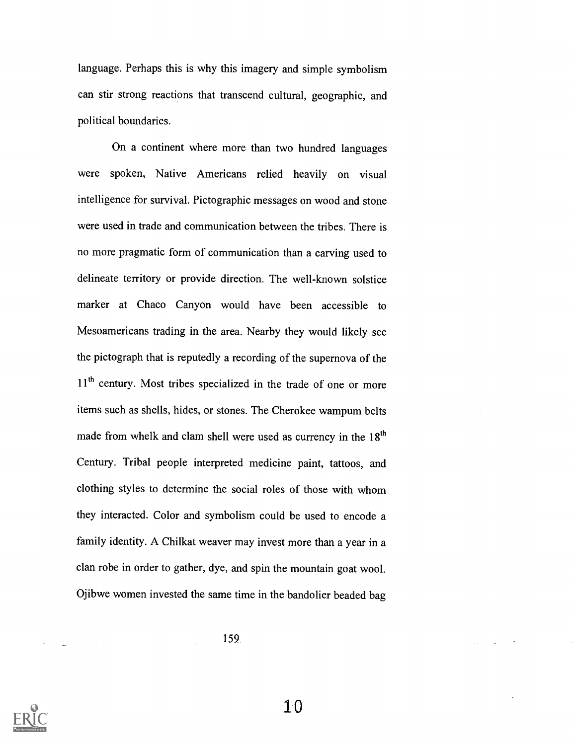language. Perhaps this is why this imagery and simple symbolism can stir strong reactions that transcend cultural, geographic, and political boundaries.

On a continent where more than two hundred languages were spoken, Native Americans relied heavily on visual intelligence for survival. Pictographic messages on wood and stone were used in trade and communication between the tribes. There is no more pragmatic form of communication than a carving used to delineate territory or provide direction. The well-known solstice marker at Chaco Canyon would have been accessible to Mesoamericans trading in the area. Nearby they would likely see the pictograph that is reputedly a recording of the supernova of the 11th century. Most tribes specialized in the trade of one or more items such as shells, hides, or stones. The Cherokee wampum belts made from whelk and clam shell were used as currency in the 18th Century. Tribal people interpreted medicine paint, tattoos, and clothing styles to determine the social roles of those with whom they interacted. Color and symbolism could be used to encode a family identity. A Chilkat weaver may invest more than a year in a clan robe in order to gather, dye, and spin the mountain goat wool. Ojibwe women invested the same time in the bandolier beaded bag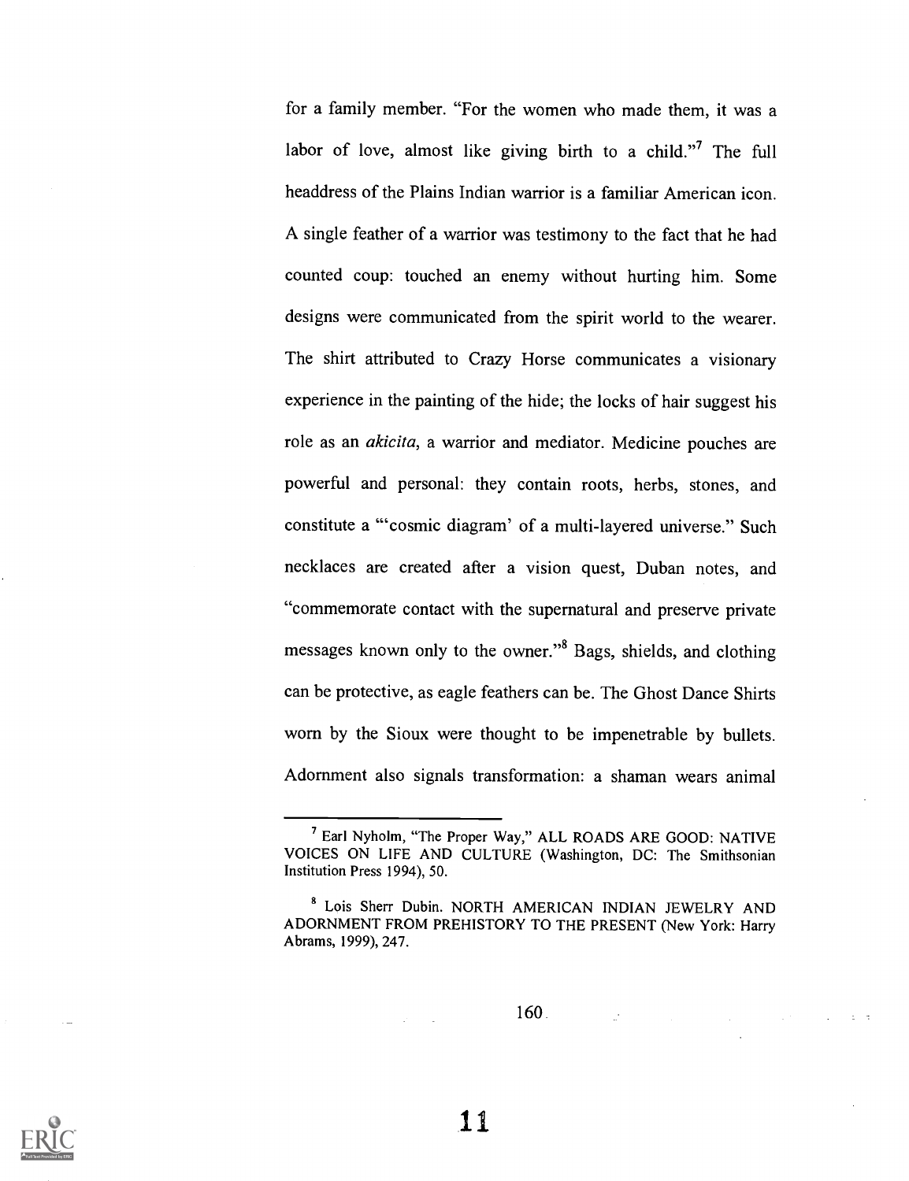for a family member. "For the women who made them, it was a labor of love, almost like giving birth to a child."[7] The full headdress of the Plains Indian warrior is a familiar American icon. A single feather of a warrior was testimony to the fact that he had counted coup: touched an enemy without hurting him. Some designs were communicated from the spirit world to the wearer. The shirt attributed to Crazy Horse communicates a visionary experience in the painting of the hide; the locks of hair suggest his role as an *akicita*, a warrior and mediator. Medicine pouches are powerful and personal: they contain roots, herbs, stones, and constitute a "'cosmic diagram' of a multi-layered universe." Such necklaces are created after a vision quest, Duban notes, and "commemorate contact with the supernatural and preserve private messages known only to the owner."[8] Bags, shields, and clothing can be protective, as eagle feathers can be. The Ghost Dance Shirts worn by the Sioux were thought to be impenetrable by bullets. Adornment also signals transformation: a shaman wears animal

---

[7] Earl Nyholm, "The Proper Way," ALL ROADS ARE GOOD: NATIVE VOICES ON LIFE AND CULTURE (Washington, DC: The Smithsonian Institution Press 1994), 50.

[8] Lois Sherr Dubin. NORTH AMERICAN INDIAN JEWELRY AND ADORNMENT FROM PREHISTORY TO THE PRESENT (New York: Harry Abrams, 1999), 247.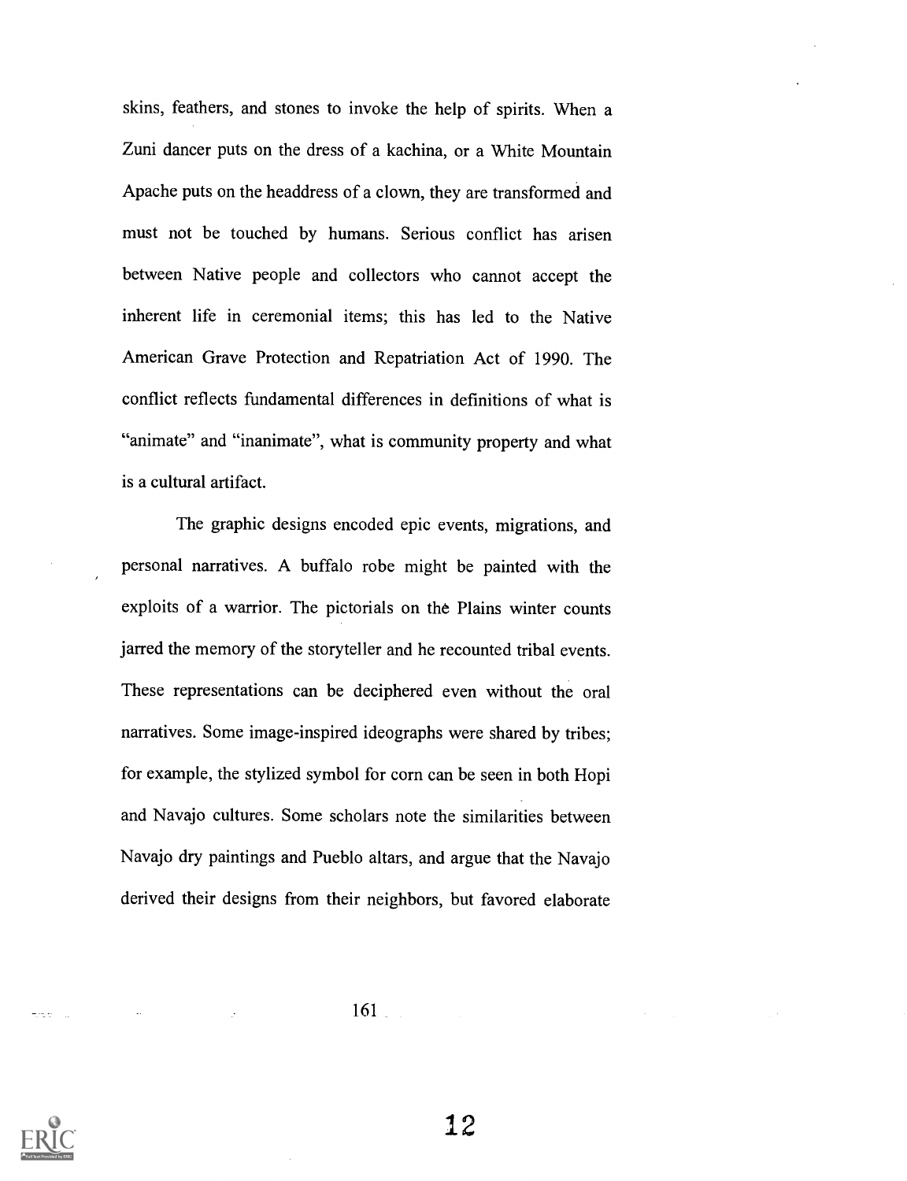skins, feathers, and stones to invoke the help of spirits. When a Zuni dancer puts on the dress of a kachina, or a White Mountain Apache puts on the headdress of a clown, they are transformed and must not be touched by humans. Serious conflict has arisen between Native people and collectors who cannot accept the inherent life in ceremonial items; this has led to the Native American Grave Protection and Repatriation Act of 1990. The conflict reflects fundamental differences in definitions of what is "animate" and "inanimate", what is community property and what is a cultural artifact.

The graphic designs encoded epic events, migrations, and personal narratives. A buffalo robe might be painted with the exploits of a warrior. The pictorials on the Plains winter counts jarred the memory of the storyteller and he recounted tribal events. These representations can be deciphered even without the oral narratives. Some image-inspired ideographs were shared by tribes; for example, the stylized symbol for corn can be seen in both Hopi and Navajo cultures. Some scholars note the similarities between Navajo dry paintings and Pueblo altars, and argue that the Navajo derived their designs from their neighbors, but favored elaborate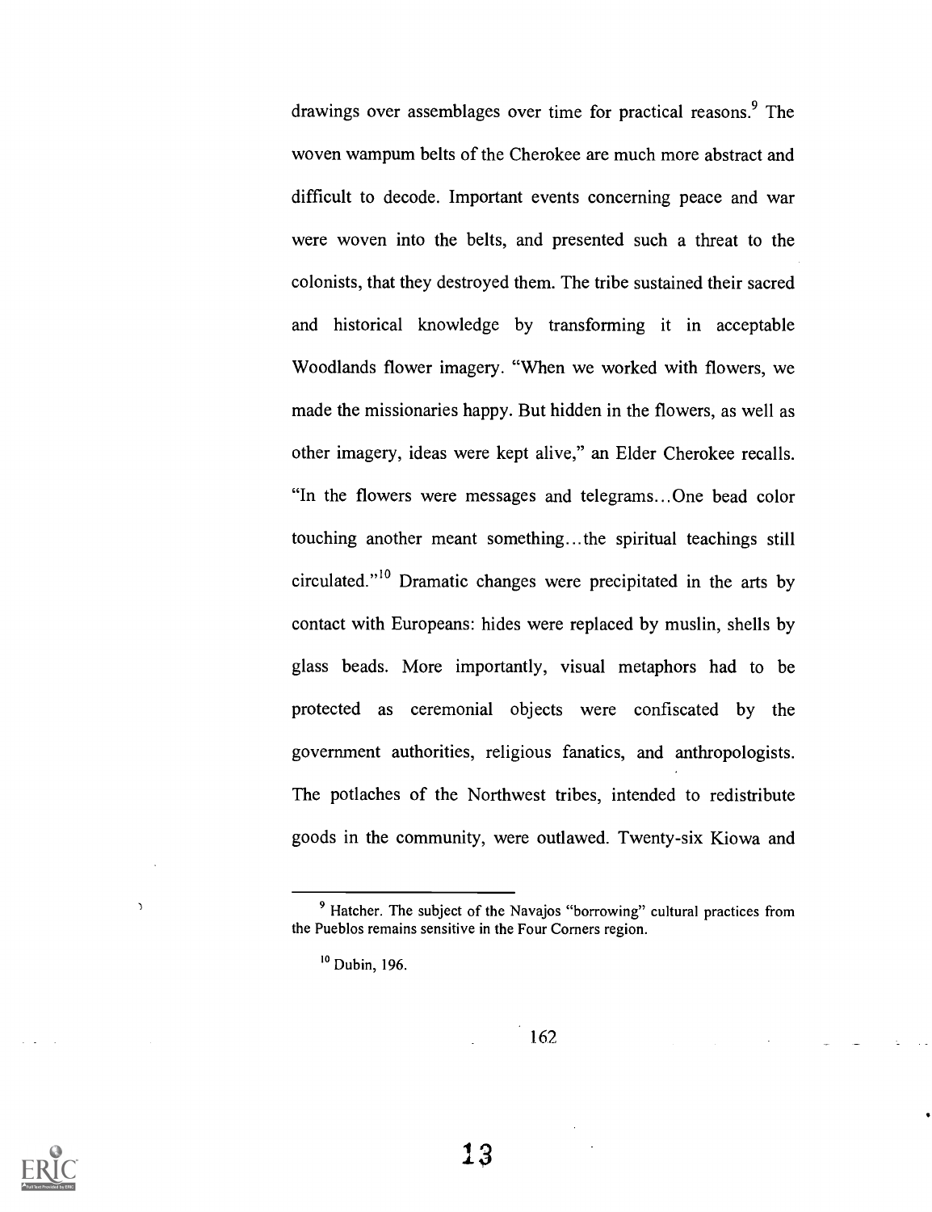drawings over assemblages over time for practical reasons.[9] The woven wampum belts of the Cherokee are much more abstract and difficult to decode. Important events concerning peace and war were woven into the belts, and presented such a threat to the colonists, that they destroyed them. The tribe sustained their sacred and historical knowledge by transforming it in acceptable Woodlands flower imagery. "When we worked with flowers, we made the missionaries happy. But hidden in the flowers, as well as other imagery, ideas were kept alive," an Elder Cherokee recalls. "In the flowers were messages and telegrams...One bead color touching another meant something...the spiritual teachings still circulated."[10] Dramatic changes were precipitated in the arts by contact with Europeans: hides were replaced by muslin, shells by glass beads. More importantly, visual metaphors had to be protected as ceremonial objects were confiscated by the government authorities, religious fanatics, and anthropologists. The potlaches of the Northwest tribes, intended to redistribute goods in the community, were outlawed. Twenty-six Kiowa and

---

[9] Hatcher. The subject of the Navajos "borrowing" cultural practices from the Pueblos remains sensitive in the Four Corners region.

[10] Dubin, 196.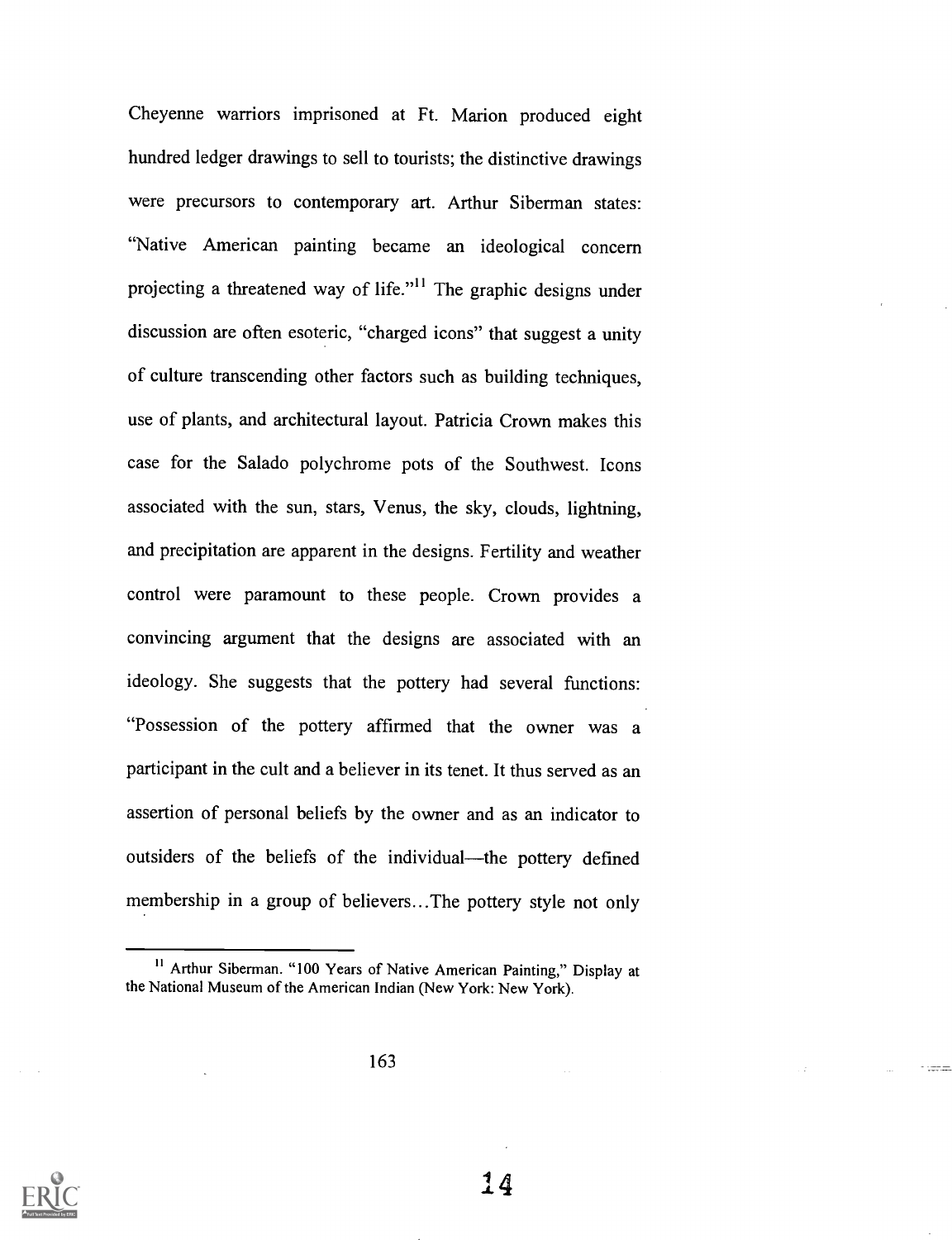Cheyenne warriors imprisoned at Ft. Marion produced eight hundred ledger drawings to sell to tourists; the distinctive drawings were precursors to contemporary art. Arthur Siberman states: "Native American painting became an ideological concern projecting a threatened way of life."[11] The graphic designs under discussion are often esoteric, "charged icons" that suggest a unity of culture transcending other factors such as building techniques, use of plants, and architectural layout. Patricia Crown makes this case for the Salado polychrome pots of the Southwest. Icons associated with the sun, stars, Venus, the sky, clouds, lightning, and precipitation are apparent in the designs. Fertility and weather control were paramount to these people. Crown provides a convincing argument that the designs are associated with an ideology. She suggests that the pottery had several functions: "Possession of the pottery affirmed that the owner was a participant in the cult and a believer in its tenet. It thus served as an assertion of personal beliefs by the owner and as an indicator to outsiders of the beliefs of the individual—the pottery defined membership in a group of believers...The pottery style not only

---

[11] Arthur Siberman. "100 Years of Native American Painting," Display at the National Museum of the American Indian (New York: New York).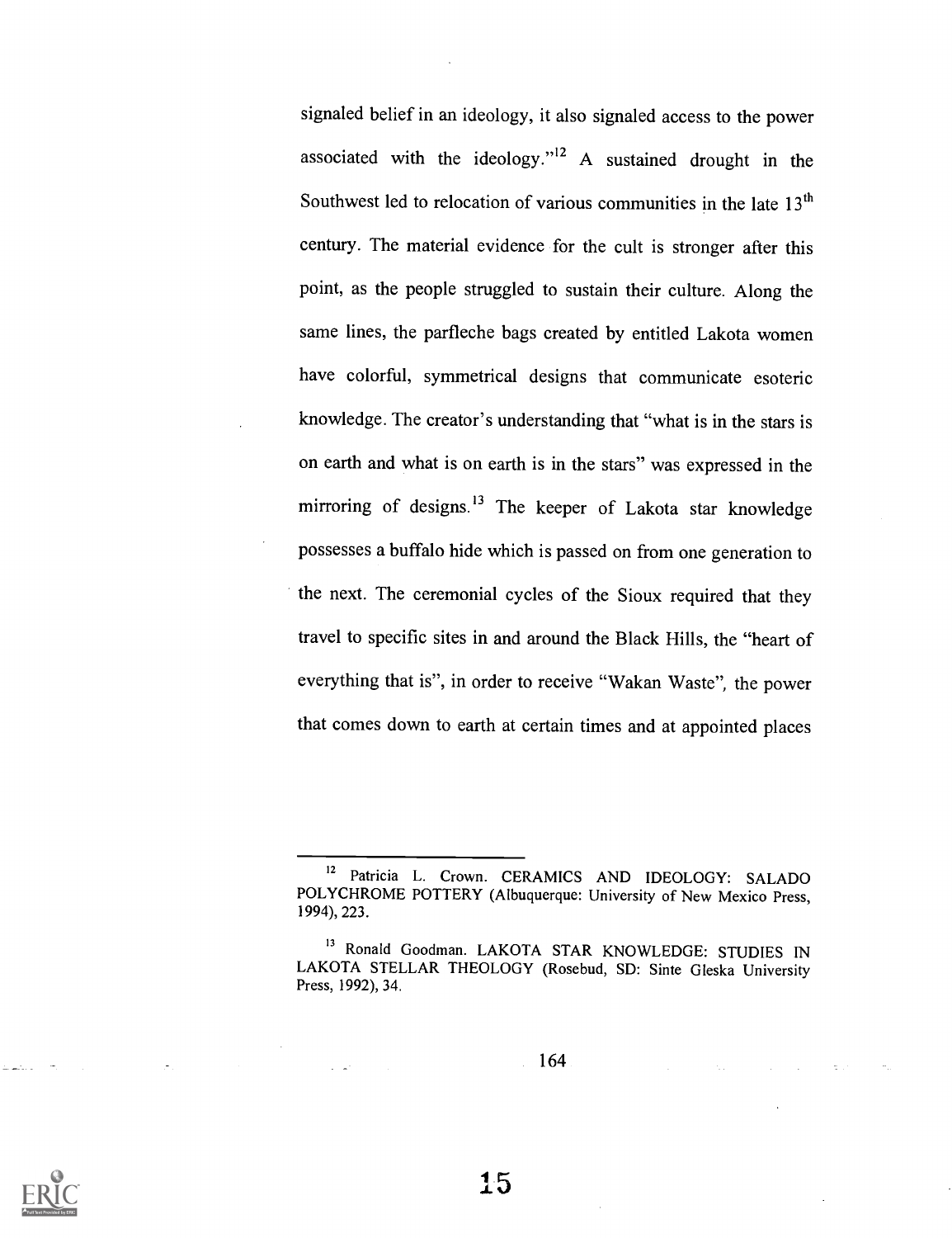signaled belief in an ideology, it also signaled access to the power associated with the ideology."[12] A sustained drought in the Southwest led to relocation of various communities in the late 13th century. The material evidence for the cult is stronger after this point, as the people struggled to sustain their culture. Along the same lines, the parfleche bags created by entitled Lakota women have colorful, symmetrical designs that communicate esoteric knowledge. The creator's understanding that "what is in the stars is on earth and what is on earth is in the stars" was expressed in the mirroring of designs.[13] The keeper of Lakota star knowledge possesses a buffalo hide which is passed on from one generation to the next. The ceremonial cycles of the Sioux required that they travel to specific sites in and around the Black Hills, the "heart of everything that is", in order to receive "Wakan Waste", the power that comes down to earth at certain times and at appointed places

---

[12] Patricia L. Crown. CERAMICS AND IDEOLOGY: SALADO POLYCHROME POTTERY (Albuquerque: University of New Mexico Press, 1994), 223.

[13] Ronald Goodman. LAKOTA STAR KNOWLEDGE: STUDIES IN LAKOTA STELLAR THEOLOGY (Rosebud, SD: Sinte Gleska University Press, 1992), 34.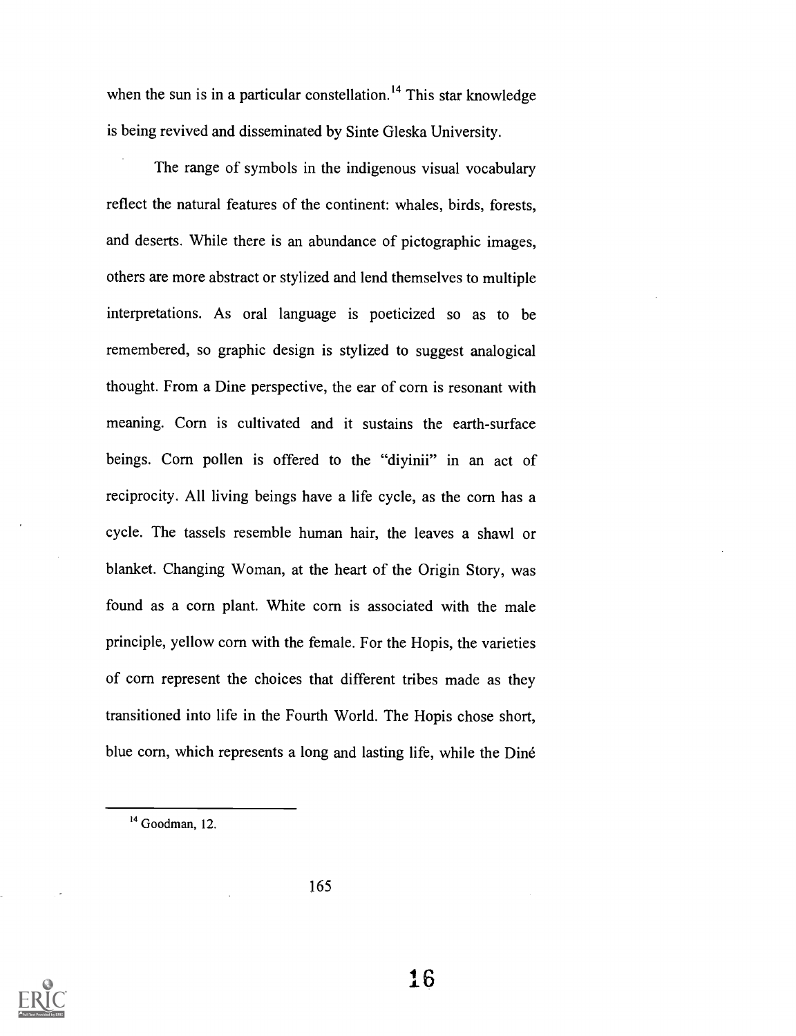when the sun is in a particular constellation.[14] This star knowledge is being revived and disseminated by Sinte Gleska University.

The range of symbols in the indigenous visual vocabulary reflect the natural features of the continent: whales, birds, forests, and deserts. While there is an abundance of pictographic images, others are more abstract or stylized and lend themselves to multiple interpretations. As oral language is poeticized so as to be remembered, so graphic design is stylized to suggest analogical thought. From a Dine perspective, the ear of corn is resonant with meaning. Corn is cultivated and it sustains the earth-surface beings. Corn pollen is offered to the "diyinii" in an act of reciprocity. All living beings have a life cycle, as the corn has a cycle. The tassels resemble human hair, the leaves a shawl or blanket. Changing Woman, at the heart of the Origin Story, was found as a corn plant. White corn is associated with the male principle, yellow corn with the female. For the Hopis, the varieties of corn represent the choices that different tribes made as they transitioned into life in the Fourth World. The Hopis chose short, blue corn, which represents a long and lasting life, while the Diné

---

[14] Goodman, 12.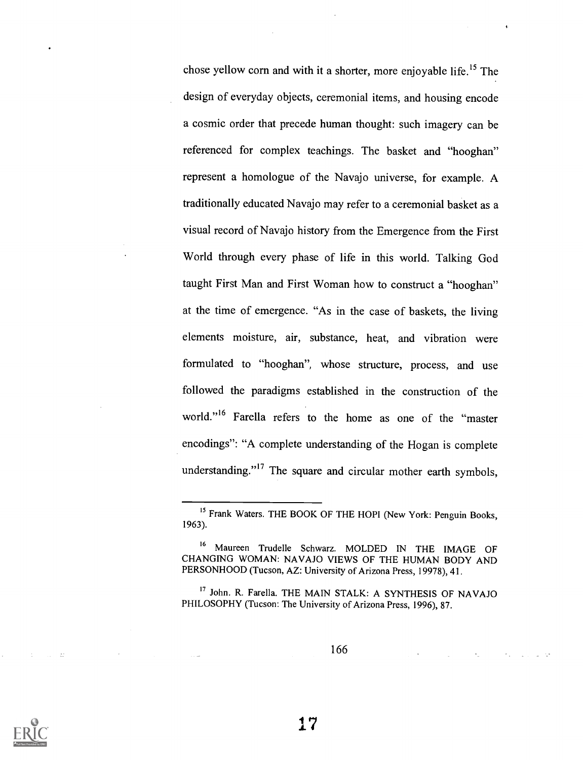chose yellow corn and with it a shorter, more enjoyable life.[15] The design of everyday objects, ceremonial items, and housing encode a cosmic order that precede human thought: such imagery can be referenced for complex teachings. The basket and "hooghan" represent a homologue of the Navajo universe, for example. A traditionally educated Navajo may refer to a ceremonial basket as a visual record of Navajo history from the Emergence from the First World through every phase of life in this world. Talking God taught First Man and First Woman how to construct a "hooghan" at the time of emergence. "As in the case of baskets, the living elements moisture, air, substance, heat, and vibration were formulated to "hooghan", whose structure, process, and use followed the paradigms established in the construction of the world."[16] Farella refers to the home as one of the "master encodings": "A complete understanding of the Hogan is complete understanding."[17] The square and circular mother earth symbols,

---

[15] Frank Waters. THE BOOK OF THE HOPI (New York: Penguin Books, 1963).

[16] Maureen Trudelle Schwarz. MOLDED IN THE IMAGE OF CHANGING WOMAN: NAVAJO VIEWS OF THE HUMAN BODY AND PERSONHOOD (Tucson, AZ: University of Arizona Press, 19978), 41.

[17] John. R. Farella. THE MAIN STALK: A SYNTHESIS OF NAVAJO PHILOSOPHY (Tucson: The University of Arizona Press, 1996), 87.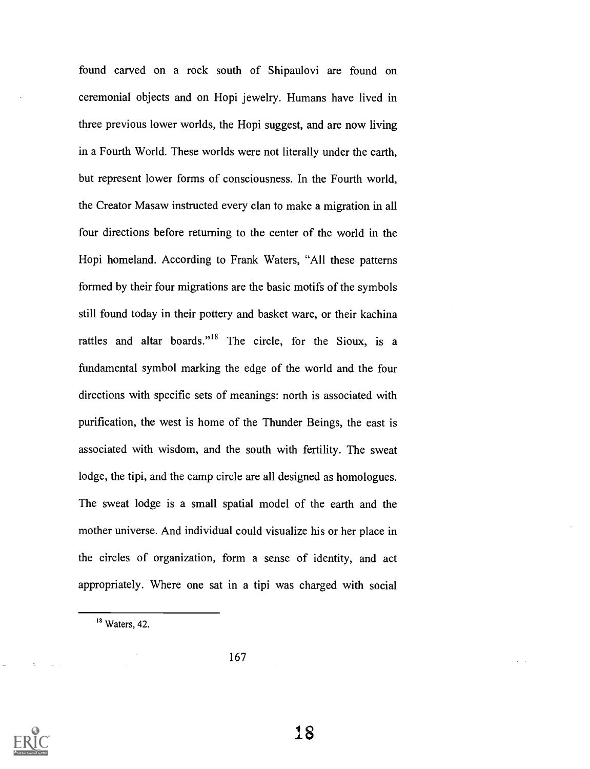found carved on a rock south of Shipaulovi are found on ceremonial objects and on Hopi jewelry. Humans have lived in three previous lower worlds, the Hopi suggest, and are now living in a Fourth World. These worlds were not literally under the earth, but represent lower forms of consciousness. In the Fourth world, the Creator Masaw instructed every clan to make a migration in all four directions before returning to the center of the world in the Hopi homeland. According to Frank Waters, "All these patterns formed by their four migrations are the basic motifs of the symbols still found today in their pottery and basket ware, or their kachina rattles and altar boards."[18] The circle, for the Sioux, is a fundamental symbol marking the edge of the world and the four directions with specific sets of meanings: north is associated with purification, the west is home of the Thunder Beings, the east is associated with wisdom, and the south with fertility. The sweat lodge, the tipi, and the camp circle are all designed as homologues. The sweat lodge is a small spatial model of the earth and the mother universe. And individual could visualize his or her place in the circles of organization, form a sense of identity, and act appropriately. Where one sat in a tipi was charged with social

[18] Waters, 42.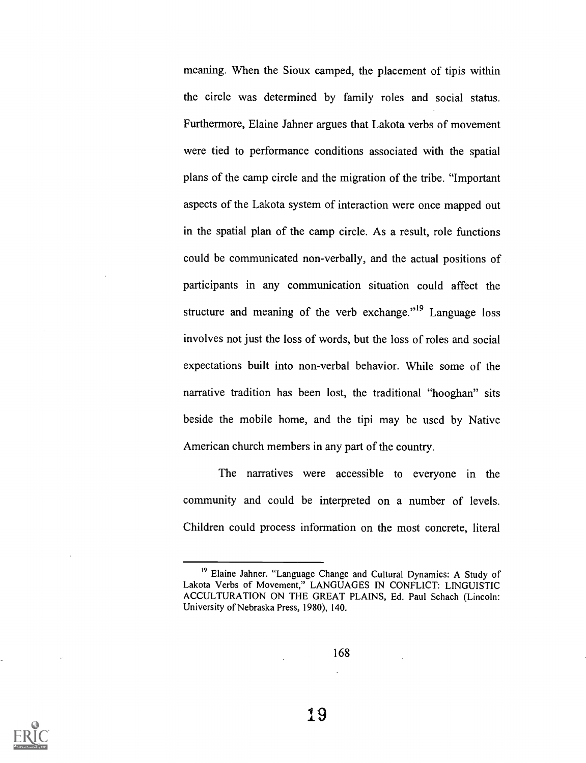meaning. When the Sioux camped, the placement of tipis within the circle was determined by family roles and social status. Furthermore, Elaine Jahner argues that Lakota verbs of movement were tied to performance conditions associated with the spatial plans of the camp circle and the migration of the tribe. "Important aspects of the Lakota system of interaction were once mapped out in the spatial plan of the camp circle. As a result, role functions could be communicated non-verbally, and the actual positions of participants in any communication situation could affect the structure and meaning of the verb exchange."[19] Language loss involves not just the loss of words, but the loss of roles and social expectations built into non-verbal behavior. While some of the narrative tradition has been lost, the traditional "hooghan" sits beside the mobile home, and the tipi may be used by Native American church members in any part of the country.

The narratives were accessible to everyone in the community and could be interpreted on a number of levels. Children could process information on the most concrete, literal

---

[19] Elaine Jahner. "Language Change and Cultural Dynamics: A Study of Lakota Verbs of Movement," LANGUAGES IN CONFLICT: LINGUISTIC ACCULTURATION ON THE GREAT PLAINS, Ed. Paul Schach (Lincoln: University of Nebraska Press, 1980), 140.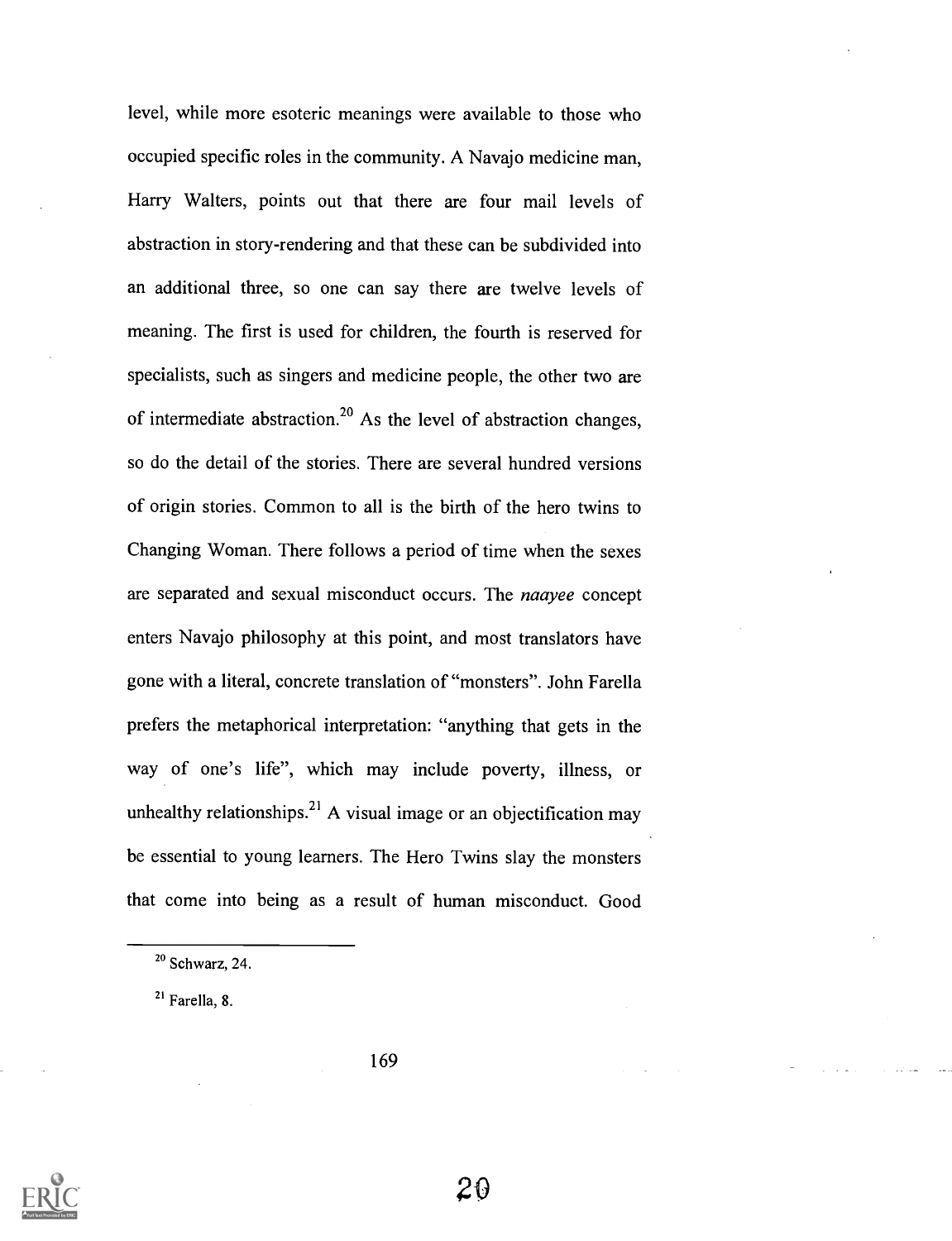level, while more esoteric meanings were available to those who occupied specific roles in the community. A Navajo medicine man, Harry Walters, points out that there are four mail levels of abstraction in story-rendering and that these can be subdivided into an additional three, so one can say there are twelve levels of meaning. The first is used for children, the fourth is reserved for specialists, such as singers and medicine people, the other two are of intermediate abstraction.[20] As the level of abstraction changes, so do the detail of the stories. There are several hundred versions of origin stories. Common to all is the birth of the hero twins to Changing Woman. There follows a period of time when the sexes are separated and sexual misconduct occurs. The *naayee* concept enters Navajo philosophy at this point, and most translators have gone with a literal, concrete translation of "monsters". John Farella prefers the metaphorical interpretation: "anything that gets in the way of one's life", which may include poverty, illness, or unhealthy relationships.[21] A visual image or an objectification may be essential to young learners. The Hero Twins slay the monsters that come into being as a result of human misconduct. Good

---

[20] Schwarz, 24.

[21] Farella, 8.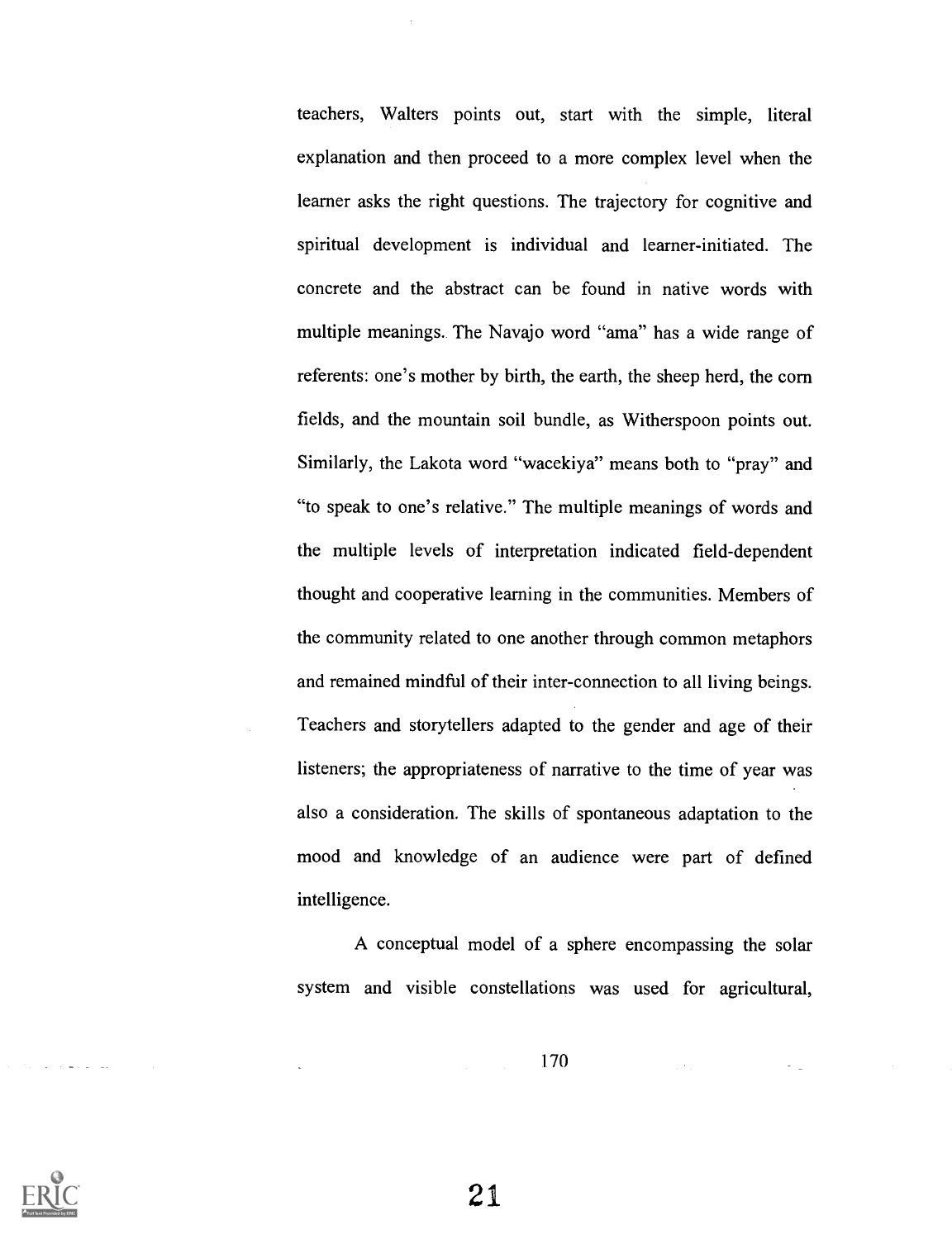teachers, Walters points out, start with the simple, literal explanation and then proceed to a more complex level when the learner asks the right questions. The trajectory for cognitive and spiritual development is individual and learner-initiated. The concrete and the abstract can be found in native words with multiple meanings. The Navajo word "ama" has a wide range of referents: one's mother by birth, the earth, the sheep herd, the corn fields, and the mountain soil bundle, as Witherspoon points out. Similarly, the Lakota word "wacekiya" means both to "pray" and "to speak to one's relative." The multiple meanings of words and the multiple levels of interpretation indicated field-dependent thought and cooperative learning in the communities. Members of the community related to one another through common metaphors and remained mindful of their inter-connection to all living beings. Teachers and storytellers adapted to the gender and age of their listeners; the appropriateness of narrative to the time of year was also a consideration. The skills of spontaneous adaptation to the mood and knowledge of an audience were part of defined intelligence.

A conceptual model of a sphere encompassing the solar system and visible constellations was used for agricultural,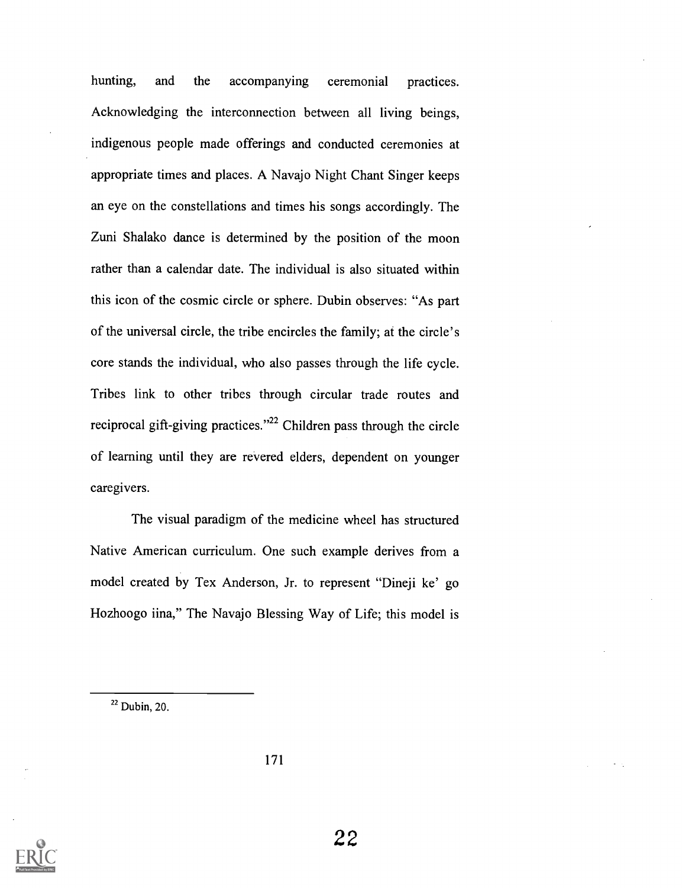hunting, and the accompanying ceremonial practices. Acknowledging the interconnection between all living beings, indigenous people made offerings and conducted ceremonies at appropriate times and places. A Navajo Night Chant Singer keeps an eye on the constellations and times his songs accordingly. The Zuni Shalako dance is determined by the position of the moon rather than a calendar date. The individual is also situated within this icon of the cosmic circle or sphere. Dubin observes: "As part of the universal circle, the tribe encircles the family; at the circle's core stands the individual, who also passes through the life cycle. Tribes link to other tribes through circular trade routes and reciprocal gift-giving practices."[22] Children pass through the circle of learning until they are revered elders, dependent on younger caregivers.

The visual paradigm of the medicine wheel has structured Native American curriculum. One such example derives from a model created by Tex Anderson, Jr. to represent "Dineji ke' go Hozhoogo iina," The Navajo Blessing Way of Life; this model is

---

[22] Dubin, 20.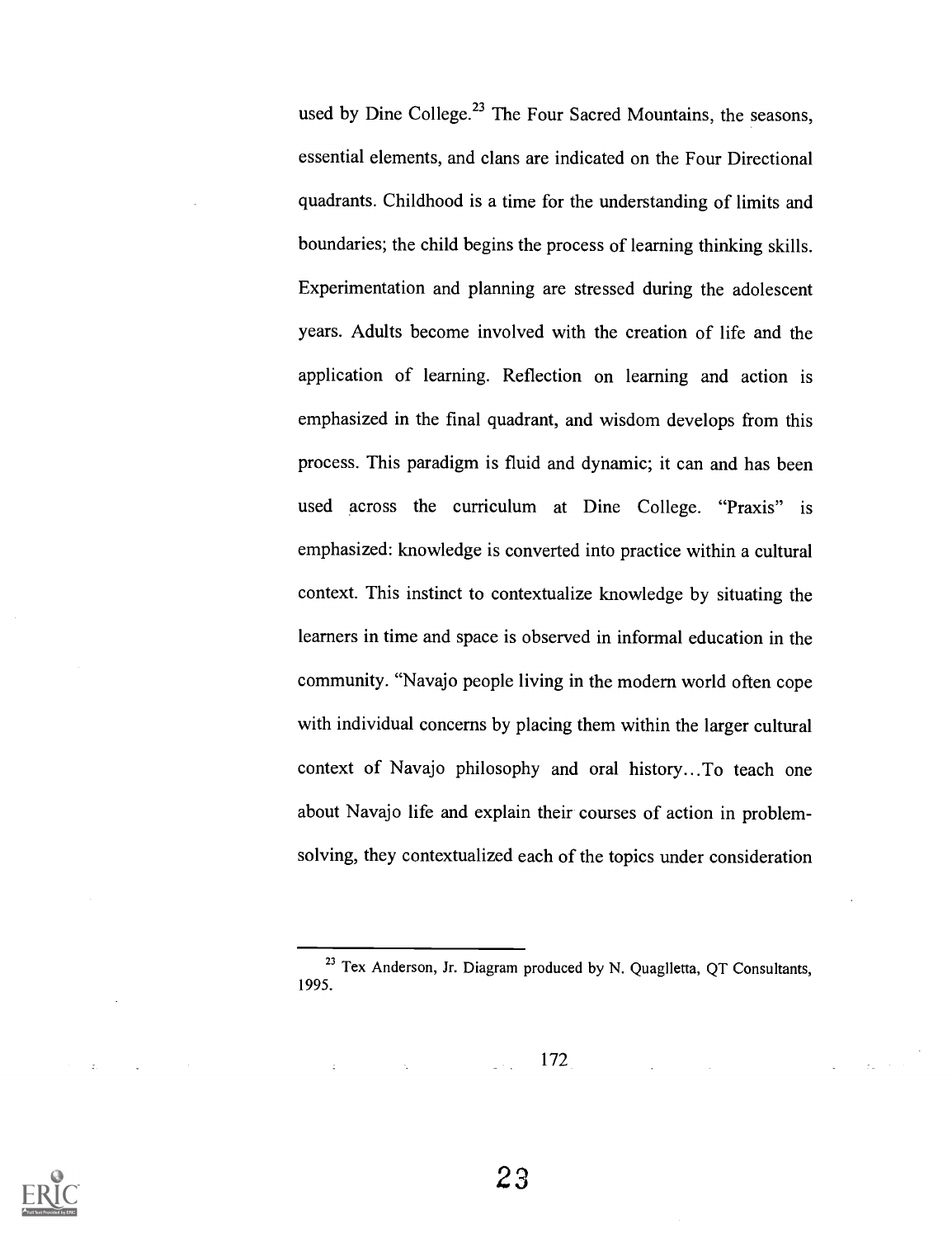used by Dine College.[23] The Four Sacred Mountains, the seasons, essential elements, and clans are indicated on the Four Directional quadrants. Childhood is a time for the understanding of limits and boundaries; the child begins the process of learning thinking skills. Experimentation and planning are stressed during the adolescent years. Adults become involved with the creation of life and the application of learning. Reflection on learning and action is emphasized in the final quadrant, and wisdom develops from this process. This paradigm is fluid and dynamic; it can and has been used across the curriculum at Dine College. "Praxis" is emphasized: knowledge is converted into practice within a cultural context. This instinct to contextualize knowledge by situating the learners in time and space is observed in informal education in the community. "Navajo people living in the modern world often cope with individual concerns by placing them within the larger cultural context of Navajo philosophy and oral history...To teach one about Navajo life and explain their courses of action in problem-solving, they contextualized each of the topics under consideration

[23] Tex Anderson, Jr. Diagram produced by N. Quaglletta, QT Consultants, 1995.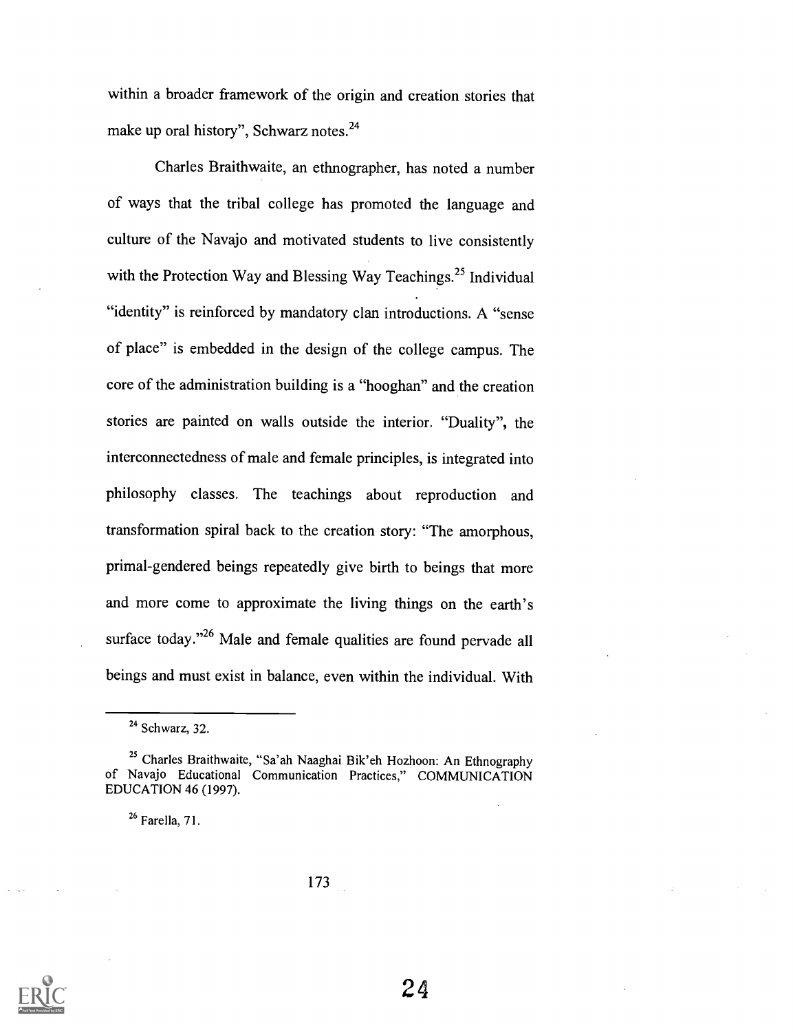within a broader framework of the origin and creation stories that make up oral history", Schwarz notes.[24]

Charles Braithwaite, an ethnographer, has noted a number of ways that the tribal college has promoted the language and culture of the Navajo and motivated students to live consistently with the Protection Way and Blessing Way Teachings.[25] Individual "identity" is reinforced by mandatory clan introductions. A "sense of place" is embedded in the design of the college campus. The core of the administration building is a "hooghan" and the creation stories are painted on walls outside the interior. "Duality", the interconnectedness of male and female principles, is integrated into philosophy classes. The teachings about reproduction and transformation spiral back to the creation story: "The amorphous, primal-gendered beings repeatedly give birth to beings that more and more come to approximate the living things on the earth's surface today."[26] Male and female qualities are found pervade all beings and must exist in balance, even within the individual. With

---

[24] Schwarz, 32.

[25] Charles Braithwaite, "Sa'ah Naaghai Bik'eh Hozhoon: An Ethnography of Navajo Educational Communication Practices," COMMUNICATION EDUCATION 46 (1997).

[26] Farella, 71.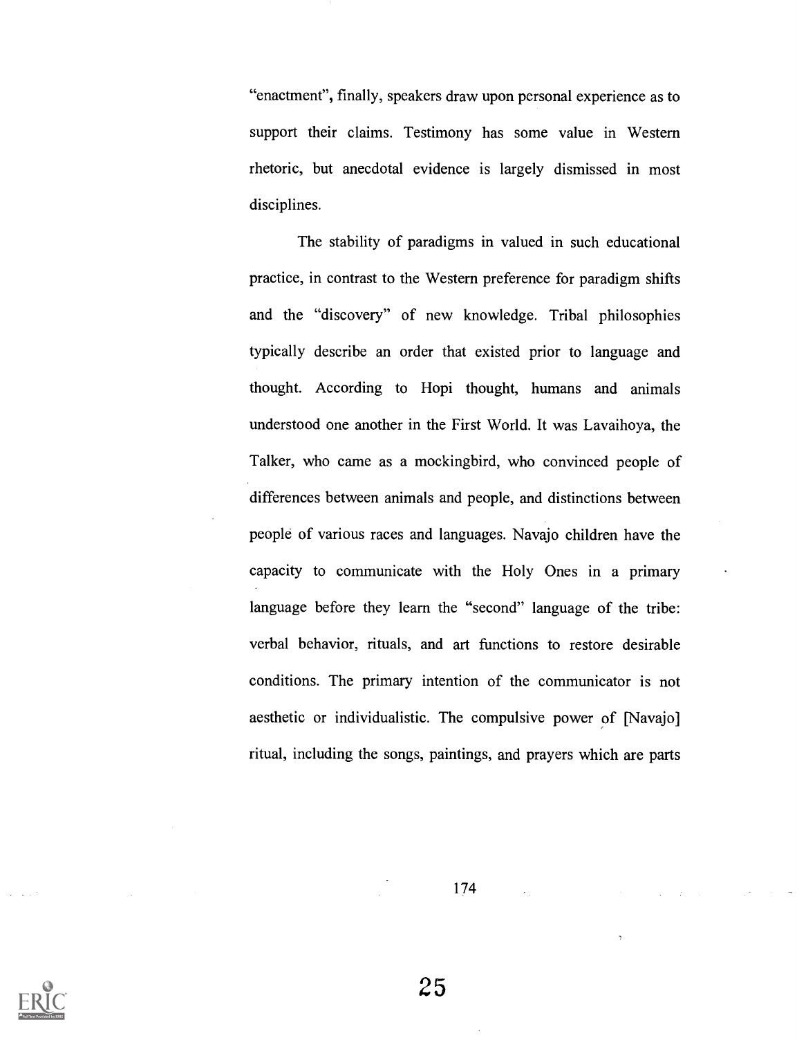"enactment", finally, speakers draw upon personal experience as to support their claims. Testimony has some value in Western rhetoric, but anecdotal evidence is largely dismissed in most disciplines.

The stability of paradigms in valued in such educational practice, in contrast to the Western preference for paradigm shifts and the "discovery" of new knowledge. Tribal philosophies typically describe an order that existed prior to language and thought. According to Hopi thought, humans and animals understood one another in the First World. It was Lavaihoya, the Talker, who came as a mockingbird, who convinced people of differences between animals and people, and distinctions between people of various races and languages. Navajo children have the capacity to communicate with the Holy Ones in a primary language before they learn the "second" language of the tribe: verbal behavior, rituals, and art functions to restore desirable conditions. The primary intention of the communicator is not aesthetic or individualistic. The compulsive power of [Navajo] ritual, including the songs, paintings, and prayers which are parts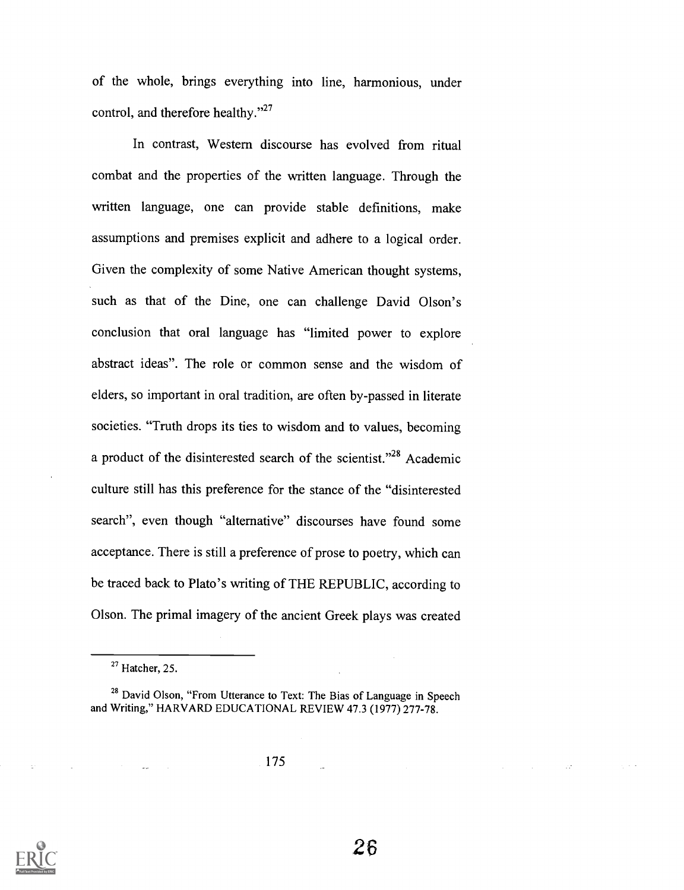of the whole, brings everything into line, harmonious, under control, and therefore healthy."[27]

In contrast, Western discourse has evolved from ritual combat and the properties of the written language. Through the written language, one can provide stable definitions, make assumptions and premises explicit and adhere to a logical order. Given the complexity of some Native American thought systems, such as that of the Dine, one can challenge David Olson's conclusion that oral language has "limited power to explore abstract ideas". The role or common sense and the wisdom of elders, so important in oral tradition, are often by-passed in literate societies. "Truth drops its ties to wisdom and to values, becoming a product of the disinterested search of the scientist."[28] Academic culture still has this preference for the stance of the "disinterested search", even though "alternative" discourses have found some acceptance. There is still a preference of prose to poetry, which can be traced back to Plato's writing of THE REPUBLIC, according to Olson. The primal imagery of the ancient Greek plays was created

---

[27] Hatcher, 25.

[28] David Olson, "From Utterance to Text: The Bias of Language in Speech and Writing," HARVARD EDUCATIONAL REVIEW 47.3 (1977) 277-78.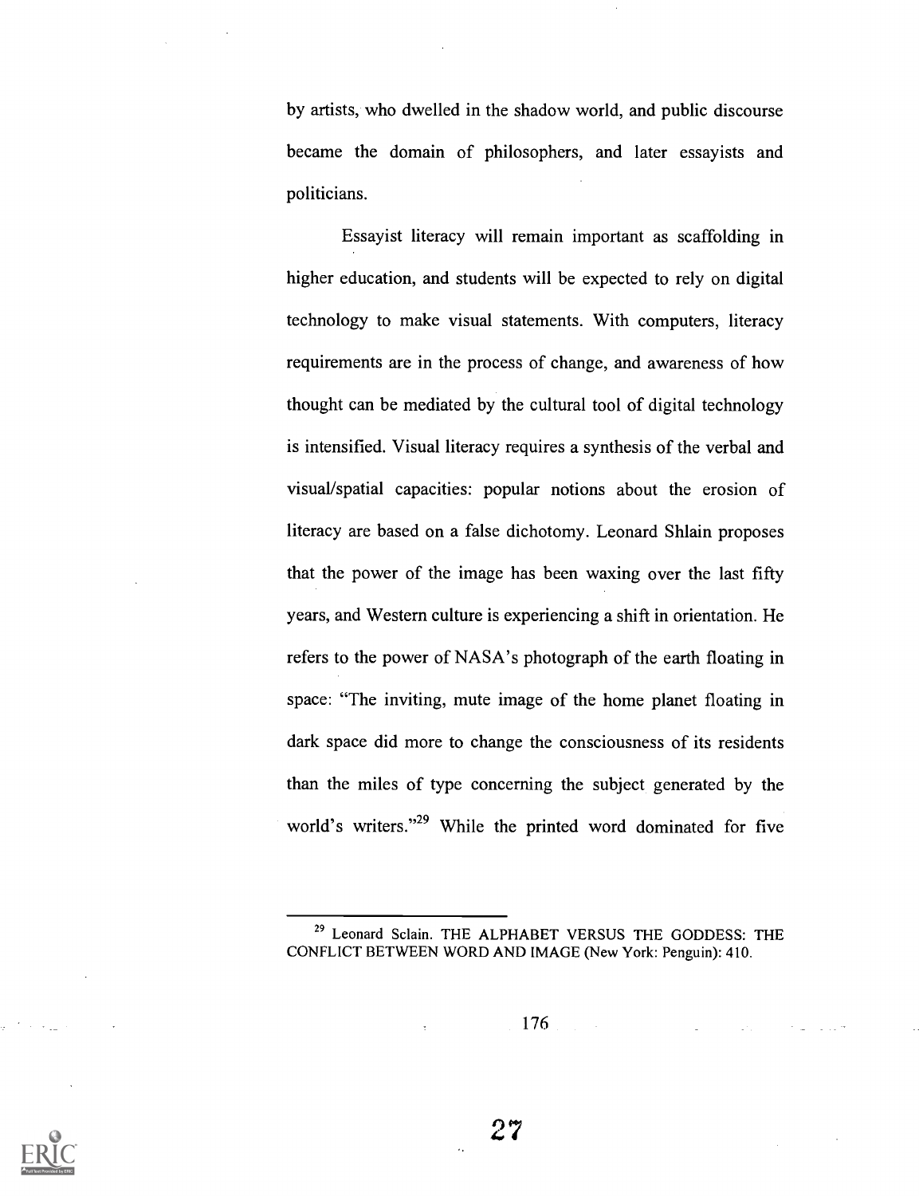by artists, who dwelled in the shadow world, and public discourse became the domain of philosophers, and later essayists and politicians.

Essayist literacy will remain important as scaffolding in higher education, and students will be expected to rely on digital technology to make visual statements. With computers, literacy requirements are in the process of change, and awareness of how thought can be mediated by the cultural tool of digital technology is intensified. Visual literacy requires a synthesis of the verbal and visual/spatial capacities: popular notions about the erosion of literacy are based on a false dichotomy. Leonard Shlain proposes that the power of the image has been waxing over the last fifty years, and Western culture is experiencing a shift in orientation. He refers to the power of NASA's photograph of the earth floating in space: "The inviting, mute image of the home planet floating in dark space did more to change the consciousness of its residents than the miles of type concerning the subject generated by the world's writers."[29] While the printed word dominated for five

---

[29] Leonard Sclain. THE ALPHABET VERSUS THE GODDESS: THE CONFLICT BETWEEN WORD AND IMAGE (New York: Penguin): 410.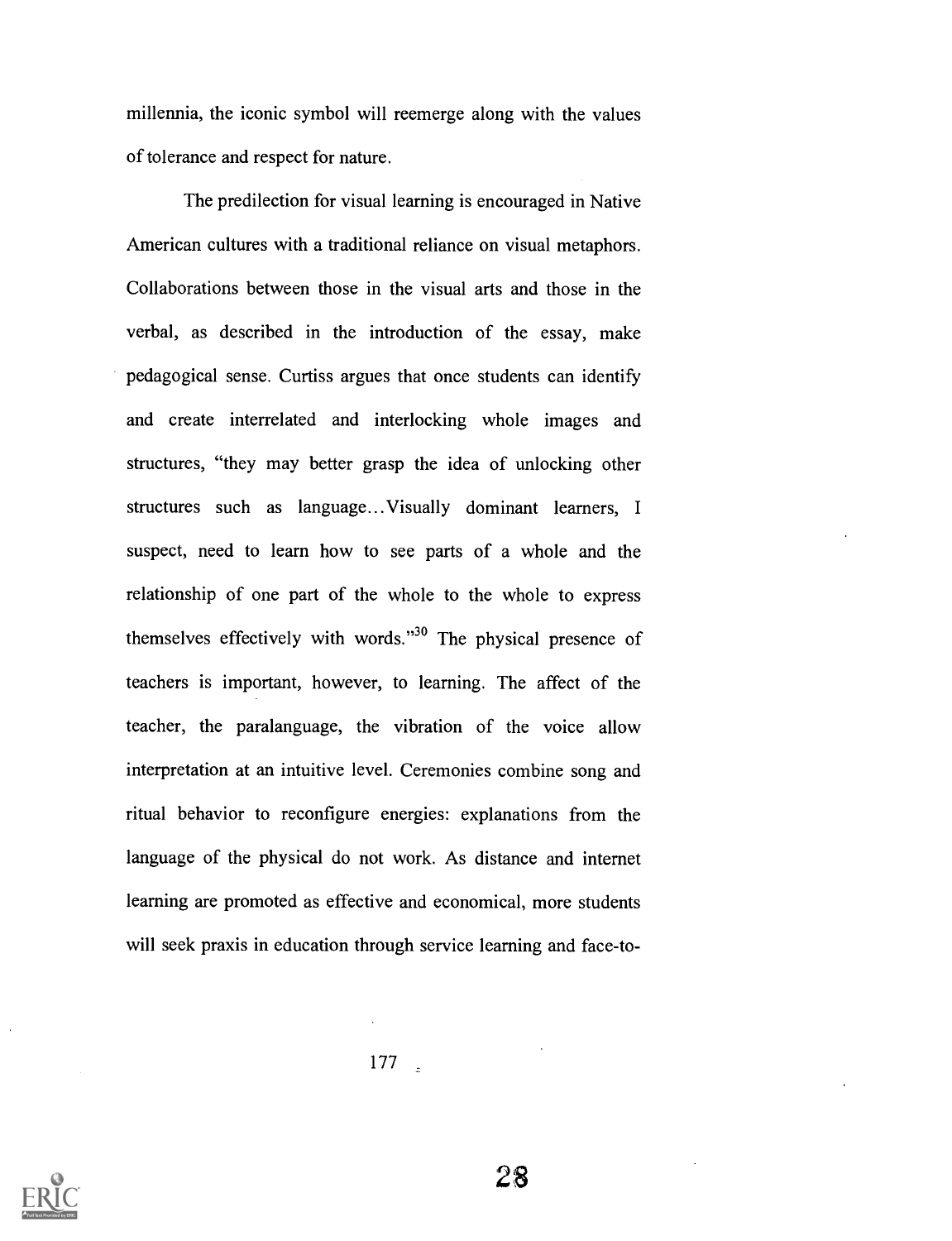millennia, the iconic symbol will reemerge along with the values of tolerance and respect for nature.

The predilection for visual learning is encouraged in Native American cultures with a traditional reliance on visual metaphors. Collaborations between those in the visual arts and those in the verbal, as described in the introduction of the essay, make pedagogical sense. Curtiss argues that once students can identify and create interrelated and interlocking whole images and structures, "they may better grasp the idea of unlocking other structures such as language...Visually dominant learners, I suspect, need to learn how to see parts of a whole and the relationship of one part of the whole to the whole to express themselves effectively with words."[30] The physical presence of teachers is important, however, to learning. The affect of the teacher, the paralanguage, the vibration of the voice allow interpretation at an intuitive level. Ceremonies combine song and ritual behavior to reconfigure energies: explanations from the language of the physical do not work. As distance and internet learning are promoted as effective and economical, more students will seek praxis in education through service learning and face-to-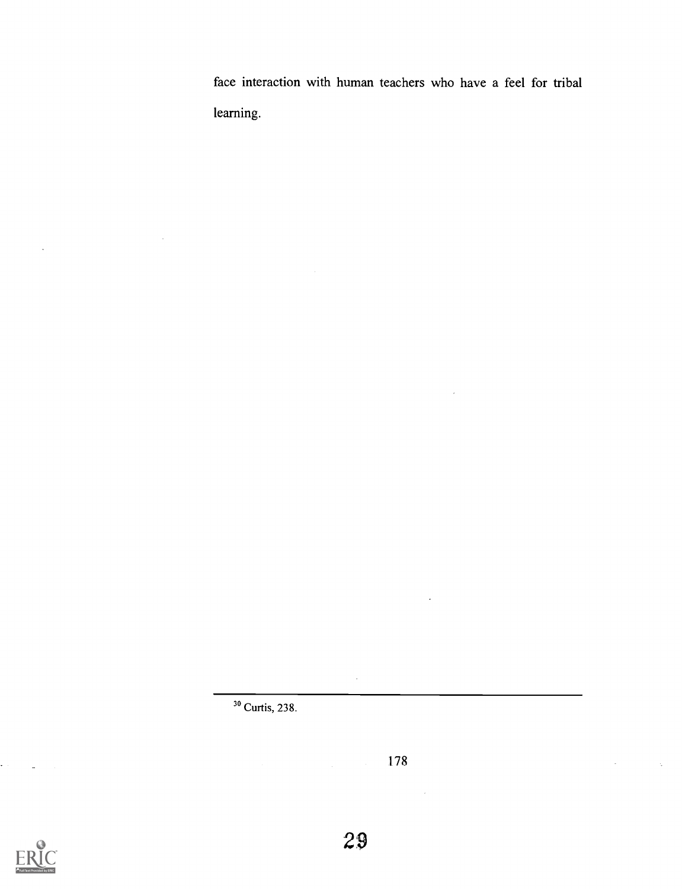face interaction with human teachers who have a feel for tribal learning.

[30] Curtis, 238.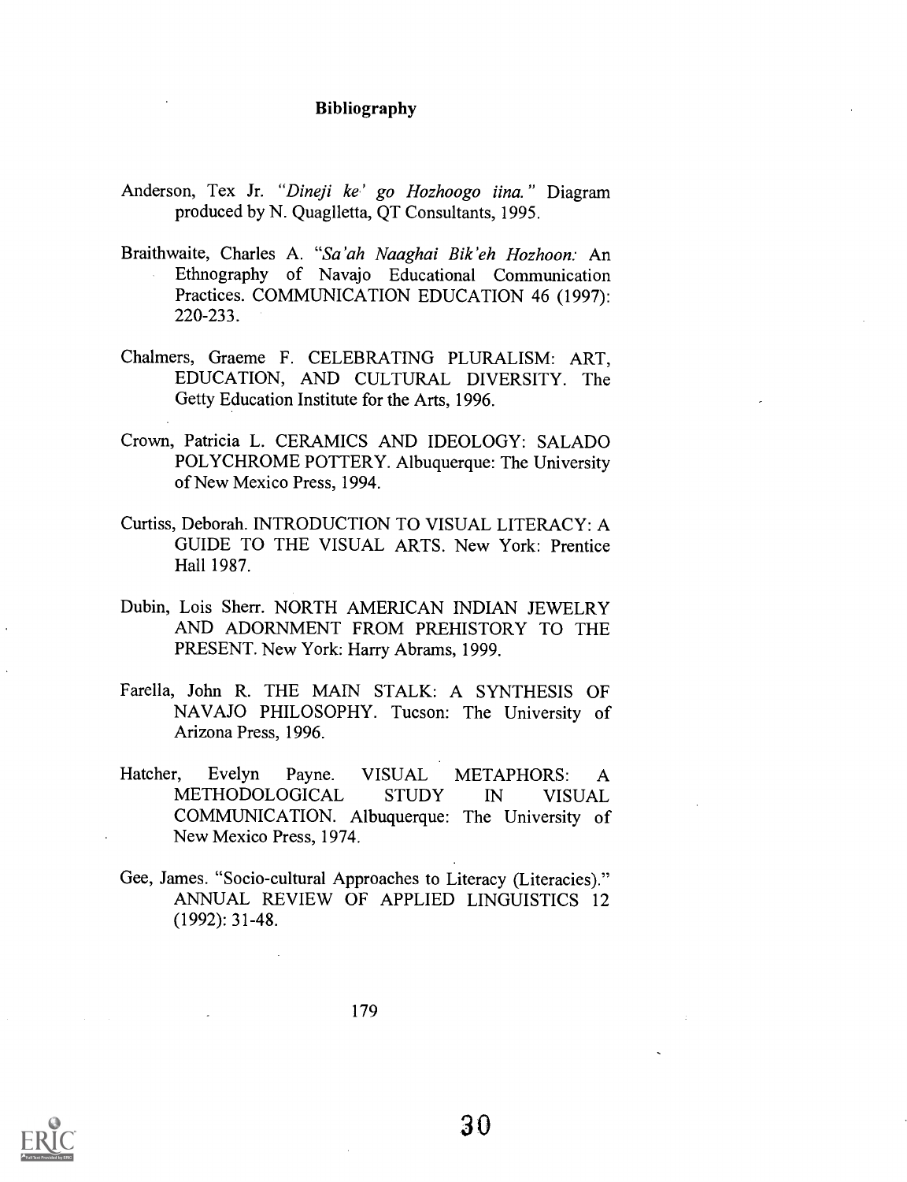# Bibliography

Anderson, Tex Jr. *"Dineji ke' go Hozhoogo iina."* Diagram produced by N. Quaglletta, QT Consultants, 1995.

Braithwaite, Charles A. "*Sa'ah Naaghai Bik'eh Hozhoon:* An Ethnography of Navajo Educational Communication Practices. COMMUNICATION EDUCATION 46 (1997): 220-233.

Chalmers, Graeme F. CELEBRATING PLURALISM: ART, EDUCATION, AND CULTURAL DIVERSITY. The Getty Education Institute for the Arts, 1996.

Crown, Patricia L. CERAMICS AND IDEOLOGY: SALADO POLYCHROME POTTERY. Albuquerque: The University of New Mexico Press, 1994.

Curtiss, Deborah. INTRODUCTION TO VISUAL LITERACY: A GUIDE TO THE VISUAL ARTS. New York: Prentice Hall 1987.

Dubin, Lois Sherr. NORTH AMERICAN INDIAN JEWELRY AND ADORNMENT FROM PREHISTORY TO THE PRESENT. New York: Harry Abrams, 1999.

Farella, John R. THE MAIN STALK: A SYNTHESIS OF NAVAJO PHILOSOPHY. Tucson: The University of Arizona Press, 1996.

Hatcher, Evelyn Payne. VISUAL METAPHORS: A METHODOLOGICAL STUDY IN VISUAL COMMUNICATION. Albuquerque: The University of New Mexico Press, 1974.

Gee, James. "Socio-cultural Approaches to Literacy (Literacies)." ANNUAL REVIEW OF APPLIED LINGUISTICS 12 (1992): 31-48.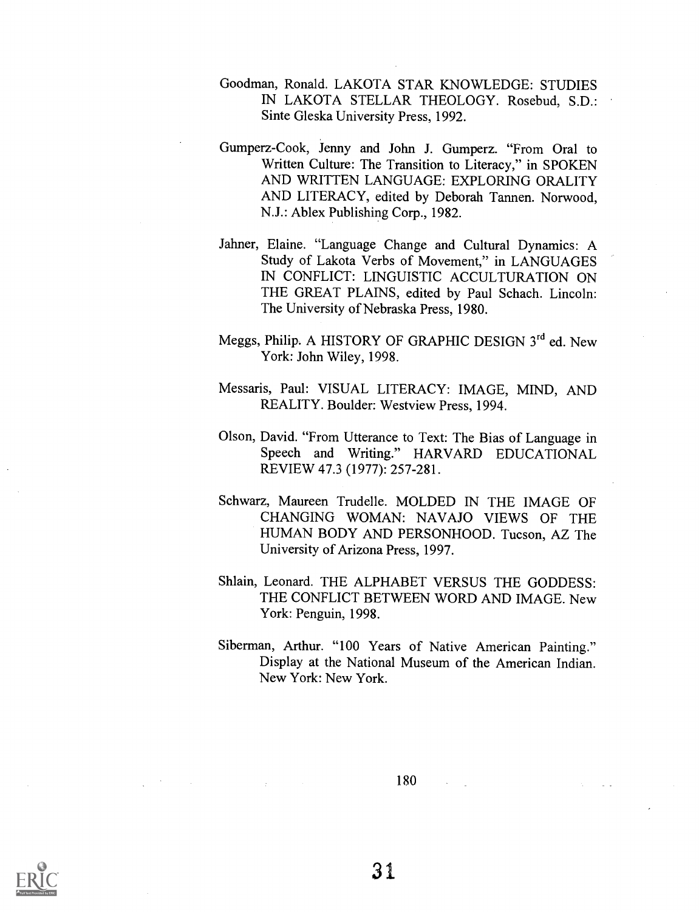Goodman, Ronald. LAKOTA STAR KNOWLEDGE: STUDIES IN LAKOTA STELLAR THEOLOGY. Rosebud, S.D.: Sinte Gleska University Press, 1992.

Gumperz-Cook, Jenny and John J. Gumperz. "From Oral to Written Culture: The Transition to Literacy," in SPOKEN AND WRITTEN LANGUAGE: EXPLORING ORALITY AND LITERACY, edited by Deborah Tannen. Norwood, N.J.: Ablex Publishing Corp., 1982.

Jahner, Elaine. "Language Change and Cultural Dynamics: A Study of Lakota Verbs of Movement," in LANGUAGES IN CONFLICT: LINGUISTIC ACCULTURATION ON THE GREAT PLAINS, edited by Paul Schach. Lincoln: The University of Nebraska Press, 1980.

Meggs, Philip. A HISTORY OF GRAPHIC DESIGN 3rd ed. New York: John Wiley, 1998.

Messaris, Paul: VISUAL LITERACY: IMAGE, MIND, AND REALITY. Boulder: Westview Press, 1994.

Olson, David. "From Utterance to Text: The Bias of Language in Speech and Writing." HARVARD EDUCATIONAL REVIEW 47.3 (1977): 257-281.

Schwarz, Maureen Trudelle. MOLDED IN THE IMAGE OF CHANGING WOMAN: NAVAJO VIEWS OF THE HUMAN BODY AND PERSONHOOD. Tucson, AZ The University of Arizona Press, 1997.

Shlain, Leonard. THE ALPHABET VERSUS THE GODDESS: THE CONFLICT BETWEEN WORD AND IMAGE. New York: Penguin, 1998.

Siberman, Arthur. "100 Years of Native American Painting." Display at the National Museum of the American Indian. New York: New York.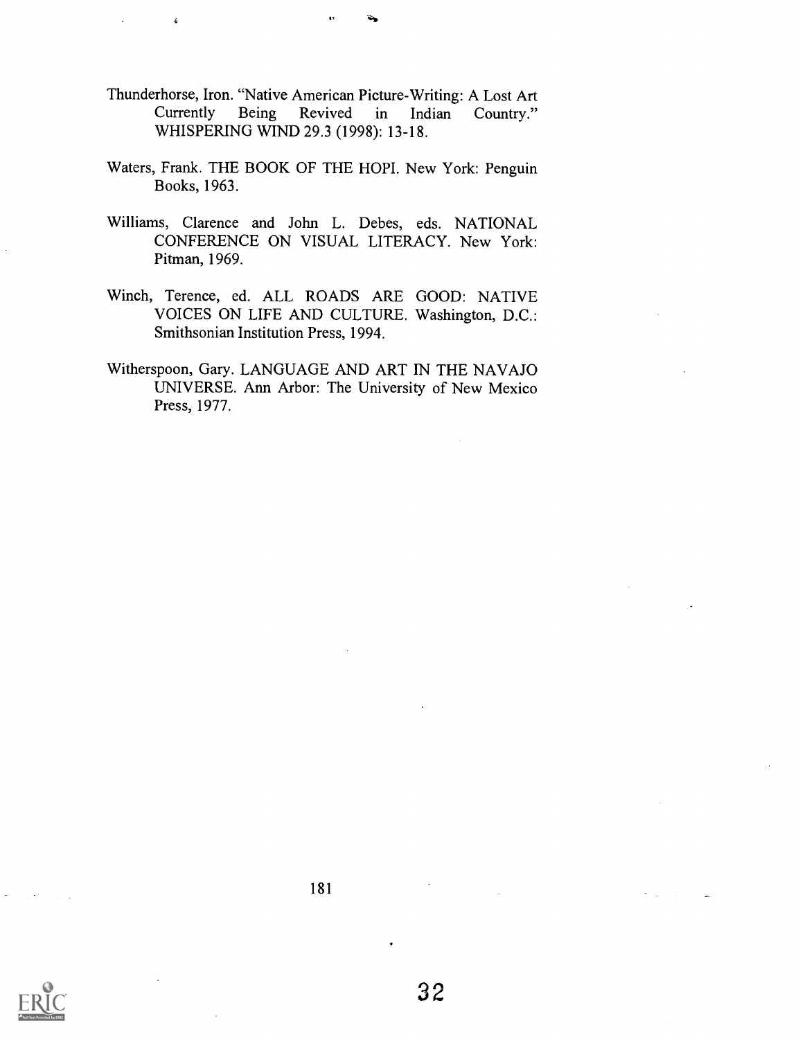Thunderhorse, Iron. "Native American Picture-Writing: A Lost Art Currently Being Revived in Indian Country." WHISPERING WIND 29.3 (1998): 13-18.

Waters, Frank. THE BOOK OF THE HOPI. New York: Penguin Books, 1963.

Williams, Clarence and John L. Debes, eds. NATIONAL CONFERENCE ON VISUAL LITERACY. New York: Pitman, 1969.

Winch, Terence, ed. ALL ROADS ARE GOOD: NATIVE VOICES ON LIFE AND CULTURE. Washington, D.C.: Smithsonian Institution Press, 1994.

Witherspoon, Gary. LANGUAGE AND ART IN THE NAVAJO UNIVERSE. Ann Arbor: The University of New Mexico Press, 1977.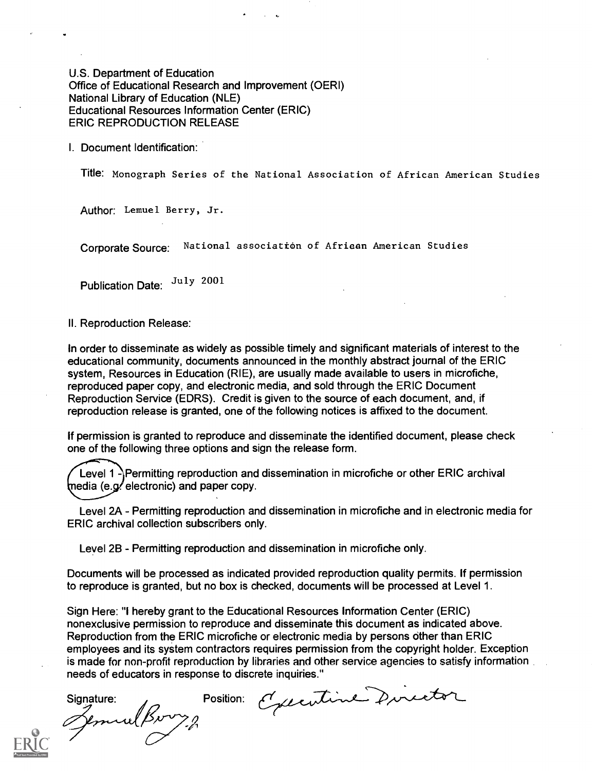U.S. Department of Education
Office of Educational Research and Improvement (OERI)
National Library of Education (NLE)
Educational Resources Information Center (ERIC)
ERIC REPRODUCTION RELEASE

I. Document Identification:

Title: Monograph Series of the National Association of African American Studies

Author: Lemuel Berry, Jr.

Corporate Source: National association of Afriean American Studies

Publication Date: July 2001

II. Reproduction Release:

In order to disseminate as widely as possible timely and significant materials of interest to the educational community, documents announced in the monthly abstract journal of the ERIC system, Resources in Education (RIE), are usually made available to users in microfiche, reproduced paper copy, and electronic media, and sold through the ERIC Document Reproduction Service (EDRS). Credit is given to the source of each document, and, if reproduction release is granted, one of the following notices is affixed to the document.

If permission is granted to reproduce and disseminate the identified document, please check one of the following three options and sign the release form.

Level 1 - Permitting reproduction and dissemination in microfiche or other ERIC archival media (e.g. electronic) and paper copy.

Level 2A - Permitting reproduction and dissemination in microfiche and in electronic media for ERIC archival collection subscribers only.

Level 2B - Permitting reproduction and dissemination in microfiche only.

Documents will be processed as indicated provided reproduction quality permits. If permission to reproduce is granted, but no box is checked, documents will be processed at Level 1.

Sign Here: "I hereby grant to the Educational Resources Information Center (ERIC) nonexclusive permission to reproduce and disseminate this document as indicated above. Reproduction from the ERIC microfiche or electronic media by persons other than ERIC employees and its system contractors requires permission from the copyright holder. Exception is made for non-profit reproduction by libraries and other service agencies to satisfy information needs of educators in response to discrete inquiries."

Signature: Lemuel Berry Jr. Position: Executive Director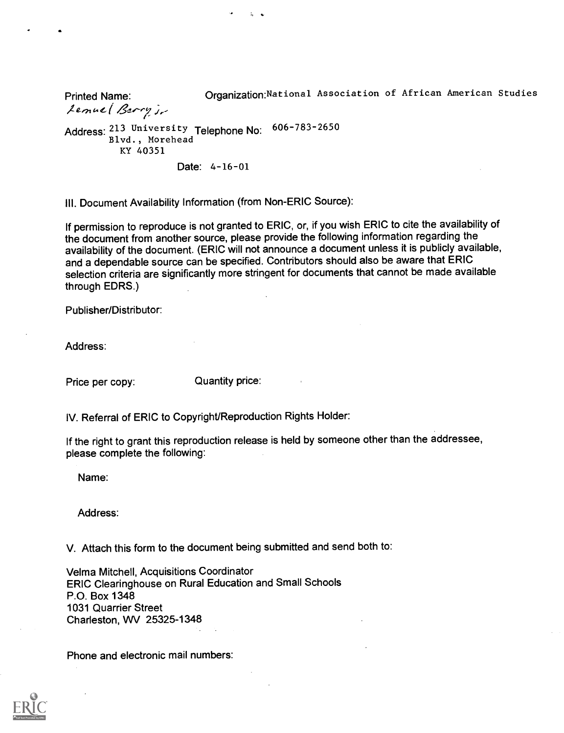Printed Name: Lemuel Berry Jr.

Organization: National Association of African American Studies

Address: 213 University Blvd., Morehead KY 40351

Telephone No: 606-783-2650

Date: 4-16-01

III. Document Availability Information (from Non-ERIC Source):

If permission to reproduce is not granted to ERIC, or, if you wish ERIC to cite the availability of the document from another source, please provide the following information regarding the availability of the document. (ERIC will not announce a document unless it is publicly available, and a dependable source can be specified. Contributors should also be aware that ERIC selection criteria are significantly more stringent for documents that cannot be made available through EDRS.)

Publisher/Distributor:

Address:

Price per copy: Quantity price:

IV. Referral of ERIC to Copyright/Reproduction Rights Holder:

If the right to grant this reproduction release is held by someone other than the addressee, please complete the following:

Name:

Address:

V. Attach this form to the document being submitted and send both to:

Velma Mitchell, Acquisitions Coordinator
ERIC Clearinghouse on Rural Education and Small Schools
P.O. Box 1348
1031 Quarrier Street
Charleston, WV 25325-1348

Phone and electronic mail numbers: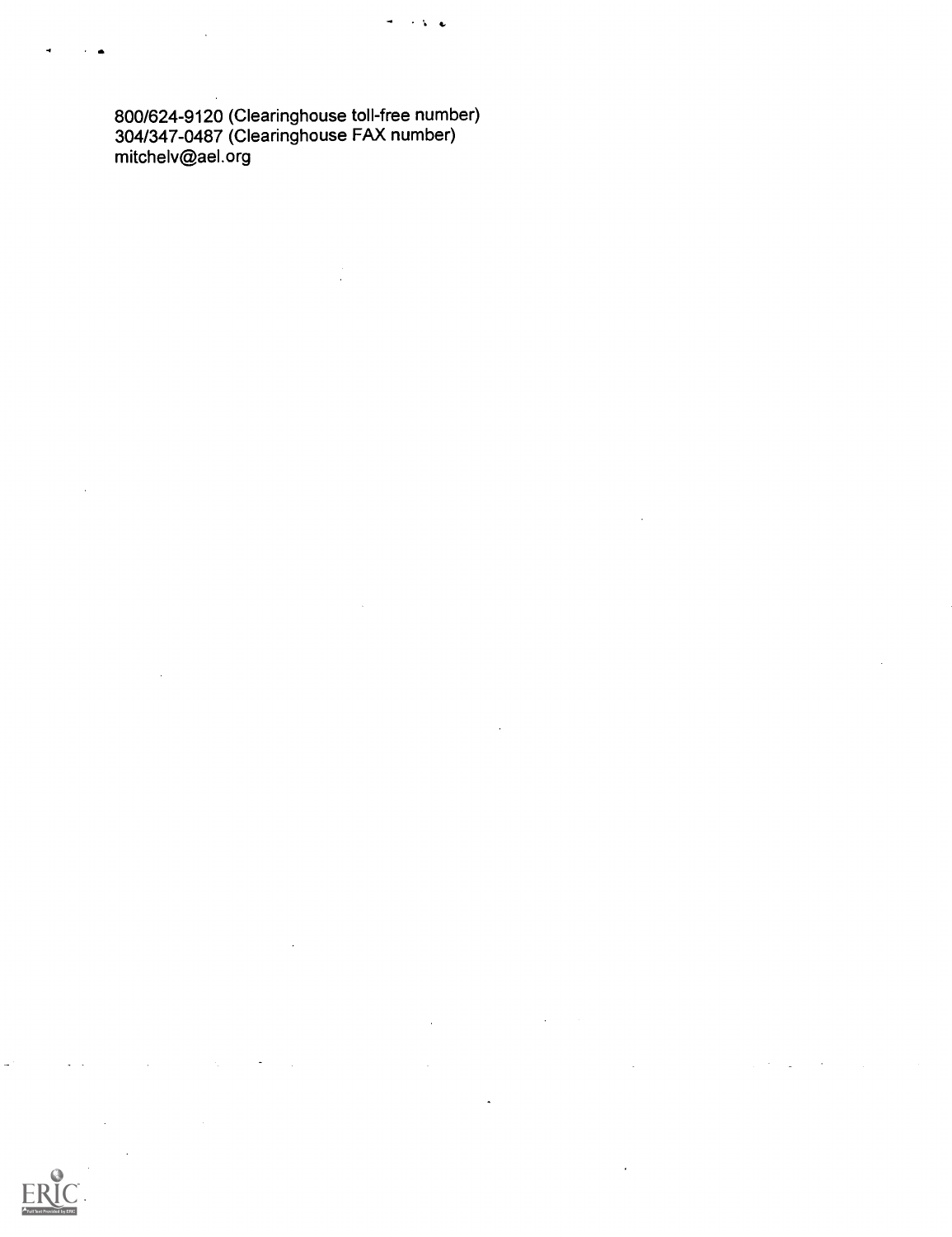800/624-9120 (Clearinghouse toll-free number)
304/347-0487 (Clearinghouse FAX number)
mitchelv@ael.org